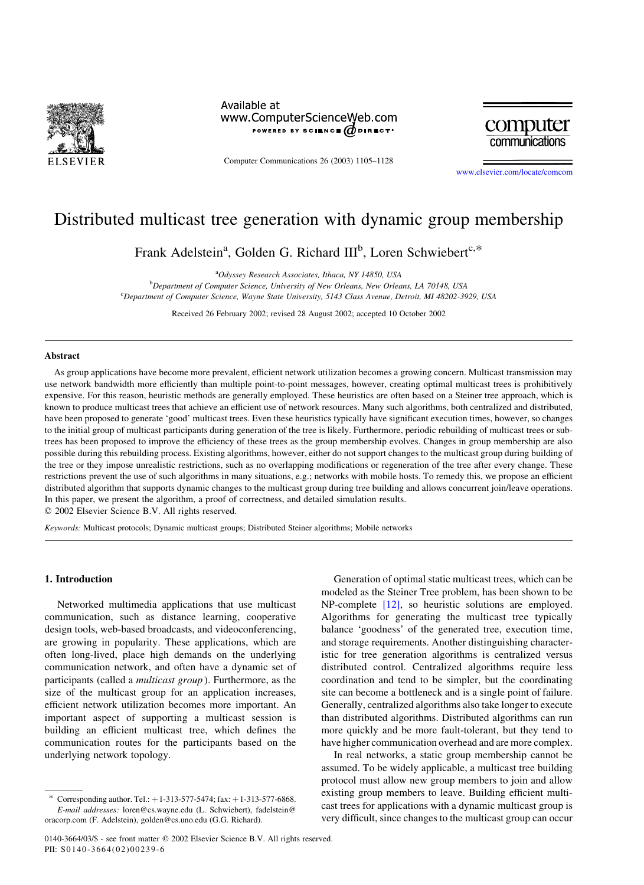# Distributed multicast tree generation with dynamic group membership

Frank Adelstein[a], Golden G. Richard III[b], Loren Schwiebert[c,*]

[a]Odyssey Research Associates, Ithaca, NY 14850, USA

[b]Department of Computer Science, University of New Orleans, New Orleans, LA 70148, USA

[c]Department of Computer Science, Wayne State University, 5143 Class Avenue, Detroit, MI 48202-3929, USA

Received 26 February 2002; revised 28 August 2002; accepted 10 October 2002

## Abstract

As group applications have become more prevalent, efficient network utilization becomes a growing concern. Multicast transmission may use network bandwidth more efficiently than multiple point-to-point messages, however, creating optimal multicast trees is prohibitively expensive. For this reason, heuristic methods are generally employed. These heuristics are often based on a Steiner tree approach, which is known to produce multicast trees that achieve an efficient use of network resources. Many such algorithms, both centralized and distributed, have been proposed to generate 'good' multicast trees. Even these heuristics typically have significant execution times, however, so changes to the initial group of multicast participants during generation of the tree is likely. Furthermore, periodic rebuilding of multicast trees or sub-trees has been proposed to improve the efficiency of these trees as the group membership evolves. Changes in group membership are also possible during this rebuilding process. Existing algorithms, however, either do not support changes to the multicast group during building of the tree or they impose unrealistic restrictions, such as no overlapping modifications or regeneration of the tree after every change. These restrictions prevent the use of such algorithms in many situations, e.g.; networks with mobile hosts. To remedy this, we propose an efficient distributed algorithm that supports dynamic changes to the multicast group during tree building and allows concurrent join/leave operations. In this paper, we present the algorithm, a proof of correctness, and detailed simulation results.

© 2002 Elsevier Science B.V. All rights reserved.

*Keywords:* Multicast protocols; Dynamic multicast groups; Distributed Steiner algorithms; Mobile networks

## 1. Introduction

Networked multimedia applications that use multicast communication, such as distance learning, cooperative design tools, web-based broadcasts, and videoconferencing, are growing in popularity. These applications, which are often long-lived, place high demands on the underlying communication network, and often have a dynamic set of participants (called a *multicast group*). Furthermore, as the size of the multicast group for an application increases, efficient network utilization becomes more important. An important aspect of supporting a multicast session is building an efficient multicast tree, which defines the communication routes for the participants based on the underlying network topology.

Generation of optimal static multicast trees, which can be modeled as the Steiner Tree problem, has been shown to be NP-complete [12], so heuristic solutions are employed. Algorithms for generating the multicast tree typically balance 'goodness' of the generated tree, execution time, and storage requirements. Another distinguishing characteristic for tree generation algorithms is centralized versus distributed control. Centralized algorithms require less coordination and tend to be simpler, but the coordinating site can become a bottleneck and is a single point of failure. Generally, centralized algorithms also take longer to execute than distributed algorithms. Distributed algorithms can run more quickly and be more fault-tolerant, but they tend to have higher communication overhead and are more complex.

In real networks, a static group membership cannot be assumed. To be widely applicable, a multicast tree building protocol must allow new group members to join and allow existing group members to leave. Building efficient multicast trees for applications with a dynamic multicast group is very difficult, since changes to the multicast group can occur

\* Corresponding author. Tel.: +1-313-577-5474; fax: +1-313-577-6868.
*E-mail addresses:* loren@cs.wayne.edu (L. Schwiebert), fadelstein@oracorp.com (F. Adelstein), golden@cs.uno.edu (G.G. Richard).

0140-3664/03/$ - see front matter © 2002 Elsevier Science B.V. All rights reserved.
PII: S0140-3664(02)00239-6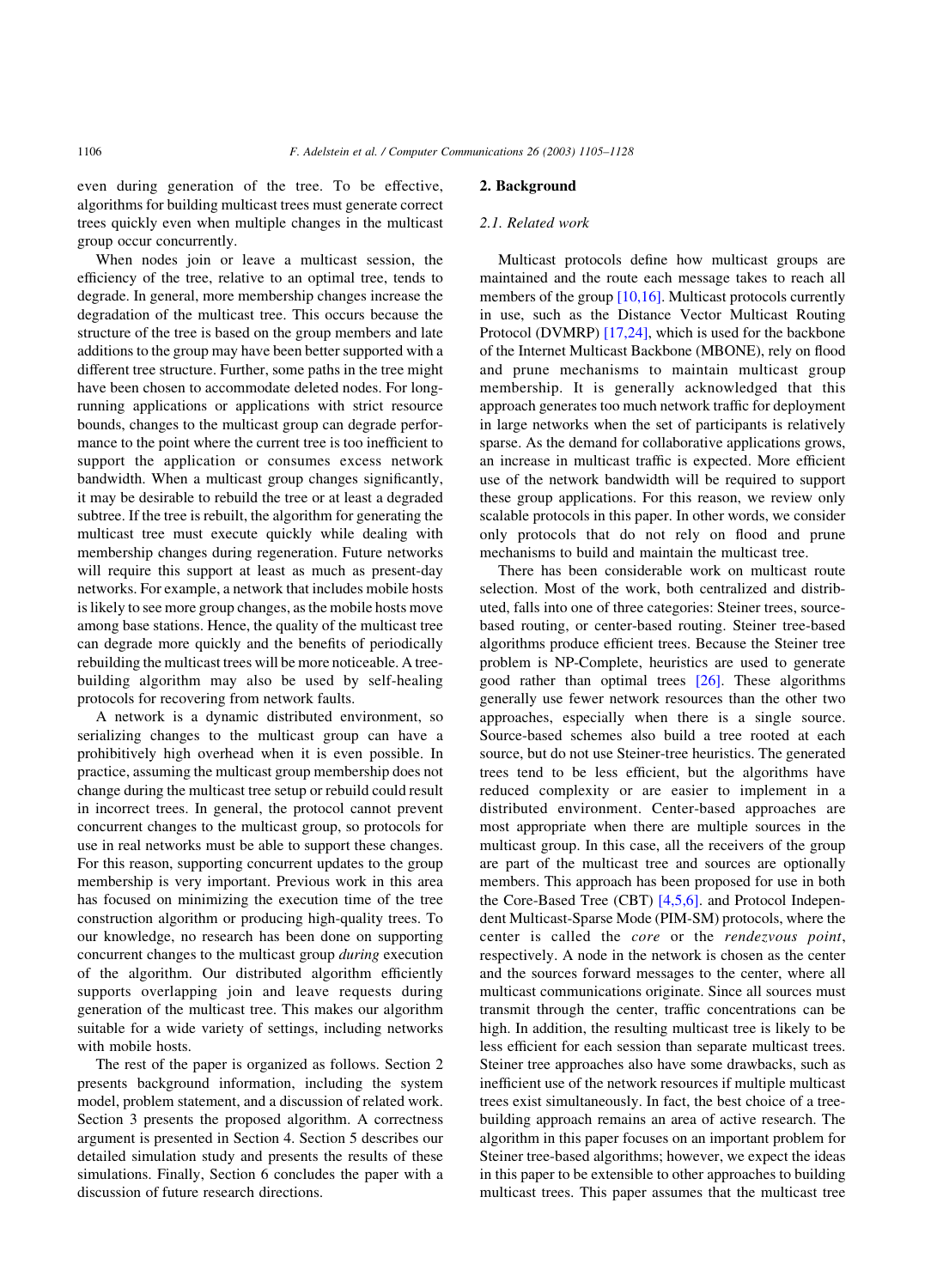even during generation of the tree. To be effective, algorithms for building multicast trees must generate correct trees quickly even when multiple changes in the multicast group occur concurrently.

When nodes join or leave a multicast session, the efficiency of the tree, relative to an optimal tree, tends to degrade. In general, more membership changes increase the degradation of the multicast tree. This occurs because the structure of the tree is based on the group members and late additions to the group may have been better supported with a different tree structure. Further, some paths in the tree might have been chosen to accommodate deleted nodes. For long-running applications or applications with strict resource bounds, changes to the multicast group can degrade performance to the point where the current tree is too inefficient to support the application or consumes excess network bandwidth. When a multicast group changes significantly, it may be desirable to rebuild the tree or at least a degraded subtree. If the tree is rebuilt, the algorithm for generating the multicast tree must execute quickly while dealing with membership changes during regeneration. Future networks will require this support at least as much as present-day networks. For example, a network that includes mobile hosts is likely to see more group changes, as the mobile hosts move among base stations. Hence, the quality of the multicast tree can degrade more quickly and the benefits of periodically rebuilding the multicast trees will be more noticeable. A tree-building algorithm may also be used by self-healing protocols for recovering from network faults.

A network is a dynamic distributed environment, so serializing changes to the multicast group can have a prohibitively high overhead when it is even possible. In practice, assuming the multicast group membership does not change during the multicast tree setup or rebuild could result in incorrect trees. In general, the protocol cannot prevent concurrent changes to the multicast group, so protocols for use in real networks must be able to support these changes. For this reason, supporting concurrent updates to the group membership is very important. Previous work in this area has focused on minimizing the execution time of the tree construction algorithm or producing high-quality trees. To our knowledge, no research has been done on supporting concurrent changes to the multicast group *during* execution of the algorithm. Our distributed algorithm efficiently supports overlapping join and leave requests during generation of the multicast tree. This makes our algorithm suitable for a wide variety of settings, including networks with mobile hosts.

The rest of the paper is organized as follows. Section 2 presents background information, including the system model, problem statement, and a discussion of related work. Section 3 presents the proposed algorithm. A correctness argument is presented in Section 4. Section 5 describes our detailed simulation study and presents the results of these simulations. Finally, Section 6 concludes the paper with a discussion of future research directions.

## 2. Background

### 2.1. Related work

Multicast protocols define how multicast groups are maintained and the route each message takes to reach all members of the group [10,16]. Multicast protocols currently in use, such as the Distance Vector Multicast Routing Protocol (DVMRP) [17,24], which is used for the backbone of the Internet Multicast Backbone (MBONE), rely on flood and prune mechanisms to maintain multicast group membership. It is generally acknowledged that this approach generates too much network traffic for deployment in large networks when the set of participants is relatively sparse. As the demand for collaborative applications grows, an increase in multicast traffic is expected. More efficient use of the network bandwidth will be required to support these group applications. For this reason, we review only scalable protocols in this paper. In other words, we consider only protocols that do not rely on flood and prune mechanisms to build and maintain the multicast tree.

There has been considerable work on multicast route selection. Most of the work, both centralized and distributed, falls into one of three categories: Steiner trees, source-based routing, or center-based routing. Steiner tree-based algorithms produce efficient trees. Because the Steiner tree problem is NP-Complete, heuristics are used to generate good rather than optimal trees [26]. These algorithms generally use fewer network resources than the other two approaches, especially when there is a single source. Source-based schemes also build a tree rooted at each source, but do not use Steiner-tree heuristics. The generated trees tend to be less efficient, but the algorithms have reduced complexity or are easier to implement in a distributed environment. Center-based approaches are most appropriate when there are multiple sources in the multicast group. In this case, all the receivers of the group are part of the multicast tree and sources are optionally members. This approach has been proposed for use in both the Core-Based Tree (CBT) [4,5,6]. and Protocol Independent Multicast-Sparse Mode (PIM-SM) protocols, where the center is called the *core* or the *rendezvous point*, respectively. A node in the network is chosen as the center and the sources forward messages to the center, where all multicast communications originate. Since all sources must transmit through the center, traffic concentrations can be high. In addition, the resulting multicast tree is likely to be less efficient for each session than separate multicast trees. Steiner tree approaches also have some drawbacks, such as inefficient use of the network resources if multiple multicast trees exist simultaneously. In fact, the best choice of a tree-building approach remains an area of active research. The algorithm in this paper focuses on an important problem for Steiner tree-based algorithms; however, we expect the ideas in this paper to be extensible to other approaches to building multicast trees. This paper assumes that the multicast tree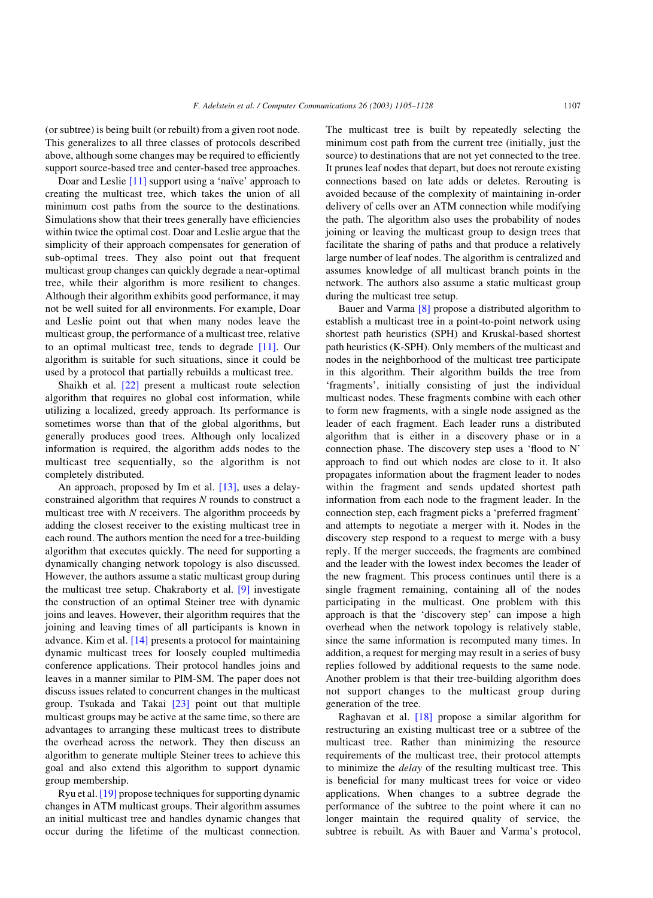(or subtree) is being built (or rebuilt) from a given root node. This generalizes to all three classes of protocols described above, although some changes may be required to efficiently support source-based tree and center-based tree approaches.

Doar and Leslie [11] support using a 'naïve' approach to creating the multicast tree, which takes the union of all minimum cost paths from the source to the destinations. Simulations show that their trees generally have efficiencies within twice the optimal cost. Doar and Leslie argue that the simplicity of their approach compensates for generation of sub-optimal trees. They also point out that frequent multicast group changes can quickly degrade a near-optimal tree, while their algorithm is more resilient to changes. Although their algorithm exhibits good performance, it may not be well suited for all environments. For example, Doar and Leslie point out that when many nodes leave the multicast group, the performance of a multicast tree, relative to an optimal multicast tree, tends to degrade [11]. Our algorithm is suitable for such situations, since it could be used by a protocol that partially rebuilds a multicast tree.

Shaikh et al. [22] present a multicast route selection algorithm that requires no global cost information, while utilizing a localized, greedy approach. Its performance is sometimes worse than that of the global algorithms, but generally produces good trees. Although only localized information is required, the algorithm adds nodes to the multicast tree sequentially, so the algorithm is not completely distributed.

An approach, proposed by Im et al. [13], uses a delay-constrained algorithm that requires $N$ rounds to construct a multicast tree with $N$ receivers. The algorithm proceeds by adding the closest receiver to the existing multicast tree in each round. The authors mention the need for a tree-building algorithm that executes quickly. The need for supporting a dynamically changing network topology is also discussed. However, the authors assume a static multicast group during the multicast tree setup. Chakraborty et al. [9] investigate the construction of an optimal Steiner tree with dynamic joins and leaves. However, their algorithm requires that the joining and leaving times of all participants is known in advance. Kim et al. [14] presents a protocol for maintaining dynamic multicast trees for loosely coupled multimedia conference applications. Their protocol handles joins and leaves in a manner similar to PIM-SM. The paper does not discuss issues related to concurrent changes in the multicast group. Tsukada and Takai [23] point out that multiple multicast groups may be active at the same time, so there are advantages to arranging these multicast trees to distribute the overhead across the network. They then discuss an algorithm to generate multiple Steiner trees to achieve this goal and also extend this algorithm to support dynamic group membership.

Ryu et al. [19] propose techniques for supporting dynamic changes in ATM multicast groups. Their algorithm assumes an initial multicast tree and handles dynamic changes that occur during the lifetime of the multicast connection. The multicast tree is built by repeatedly selecting the minimum cost path from the current tree (initially, just the source) to destinations that are not yet connected to the tree. It prunes leaf nodes that depart, but does not reroute existing connections based on late adds or deletes. Rerouting is avoided because of the complexity of maintaining in-order delivery of cells over an ATM connection while modifying the path. The algorithm also uses the probability of nodes joining or leaving the multicast group to design trees that facilitate the sharing of paths and that produce a relatively large number of leaf nodes. The algorithm is centralized and assumes knowledge of all multicast branch points in the network. The authors also assume a static multicast group during the multicast tree setup.

Bauer and Varma [8] propose a distributed algorithm to establish a multicast tree in a point-to-point network using shortest path heuristics (SPH) and Kruskal-based shortest path heuristics (K-SPH). Only members of the multicast and nodes in the neighborhood of the multicast tree participate in this algorithm. Their algorithm builds the tree from 'fragments', initially consisting of just the individual multicast nodes. These fragments combine with each other to form new fragments, with a single node assigned as the leader of each fragment. Each leader runs a distributed algorithm that is either in a discovery phase or in a connection phase. The discovery step uses a 'flood to N' approach to find out which nodes are close to it. It also propagates information about the fragment leader to nodes within the fragment and sends updated shortest path information from each node to the fragment leader. In the connection step, each fragment picks a 'preferred fragment' and attempts to negotiate a merger with it. Nodes in the discovery step respond to a request to merge with a busy reply. If the merger succeeds, the fragments are combined and the leader with the lowest index becomes the leader of the new fragment. This process continues until there is a single fragment remaining, containing all of the nodes participating in the multicast. One problem with this approach is that the 'discovery step' can impose a high overhead when the network topology is relatively stable, since the same information is recomputed many times. In addition, a request for merging may result in a series of busy replies followed by additional requests to the same node. Another problem is that their tree-building algorithm does not support changes to the multicast group during generation of the tree.

Raghavan et al. [18] propose a similar algorithm for restructuring an existing multicast tree or a subtree of the multicast tree. Rather than minimizing the resource requirements of the multicast tree, their protocol attempts to minimize the *delay* of the resulting multicast tree. This is beneficial for many multicast trees for voice or video applications. When changes to a subtree degrade the performance of the subtree to the point where it can no longer maintain the required quality of service, the subtree is rebuilt. As with Bauer and Varma's protocol,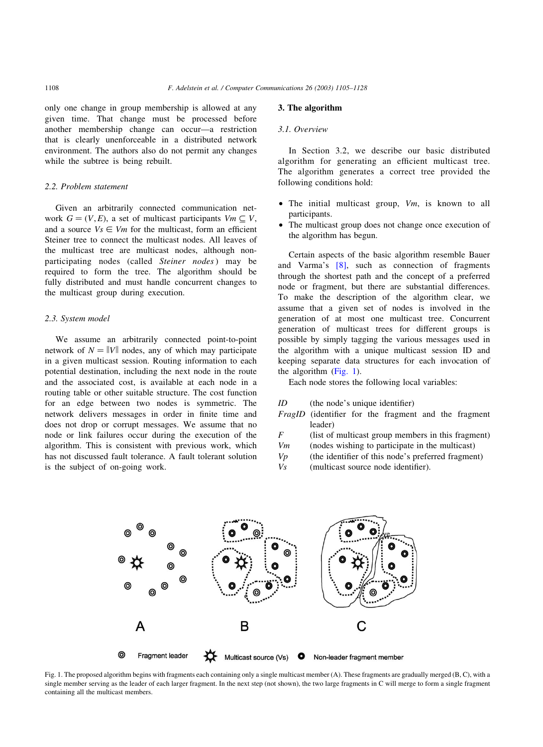only one change in group membership is allowed at any given time. That change must be processed before another membership change can occur—a restriction that is clearly unenforceable in a distributed network environment. The authors also do not permit any changes while the subtree is being rebuilt.

### 2.2. Problem statement

Given an arbitrarily connected communication network $G = (V, E)$, a set of multicast participants $Vm \subseteq V$, and a source $Vs \in Vm$ for the multicast, form an efficient Steiner tree to connect the multicast nodes. All leaves of the multicast tree are multicast nodes, although non-participating nodes (called *Steiner nodes*) may be required to form the tree. The algorithm should be fully distributed and must handle concurrent changes to the multicast group during execution.

### 2.3. System model

We assume an arbitrarily connected point-to-point network of $N = \|V\|$ nodes, any of which may participate in a given multicast session. Routing information to each potential destination, including the next node in the route and the associated cost, is available at each node in a routing table or other suitable structure. The cost function for an edge between two nodes is symmetric. The network delivers messages in order in finite time and does not drop or corrupt messages. We assume that no node or link failures occur during the execution of the algorithm. This is consistent with previous work, which has not discussed fault tolerance. A fault tolerant solution is the subject of on-going work.

## 3. The algorithm

### 3.1. Overview

In Section 3.2, we describe our basic distributed algorithm for generating an efficient multicast tree. The algorithm generates a correct tree provided the following conditions hold:

- The initial multicast group, $Vm$, is known to all participants.
- The multicast group does not change once execution of the algorithm has begun.

Certain aspects of the basic algorithm resemble Bauer and Varma's [8], such as connection of fragments through the shortest path and the concept of a preferred node or fragment, but there are substantial differences. To make the description of the algorithm clear, we assume that a given set of nodes is involved in the generation of at most one multicast tree. Concurrent generation of multicast trees for different groups is possible by simply tagging the various messages used in the algorithm with a unique multicast session ID and keeping separate data structures for each invocation of the algorithm (Fig. 1).

Each node stores the following local variables:

| | |
|---|---|
| *ID* | (the node's unique identifier) |
| *FragID* | (identifier for the fragment and the fragment leader) |
| *F* | (list of multicast group members in this fragment) |
| *Vm* | (nodes wishing to participate in the multicast) |
| *Vp* | (the identifier of this node's preferred fragment) |
| *Vs* | (multicast source node identifier). |

A

B

C

Fragment leader

Multicast source (Vs)

Non-leader fragment member

Fig. 1. The proposed algorithm begins with fragments each containing only a single multicast member (A). These fragments are gradually merged (B, C), with a single member serving as the leader of each larger fragment. In the next step (not shown), the two large fragments in C will merge to form a single fragment containing all the multicast members.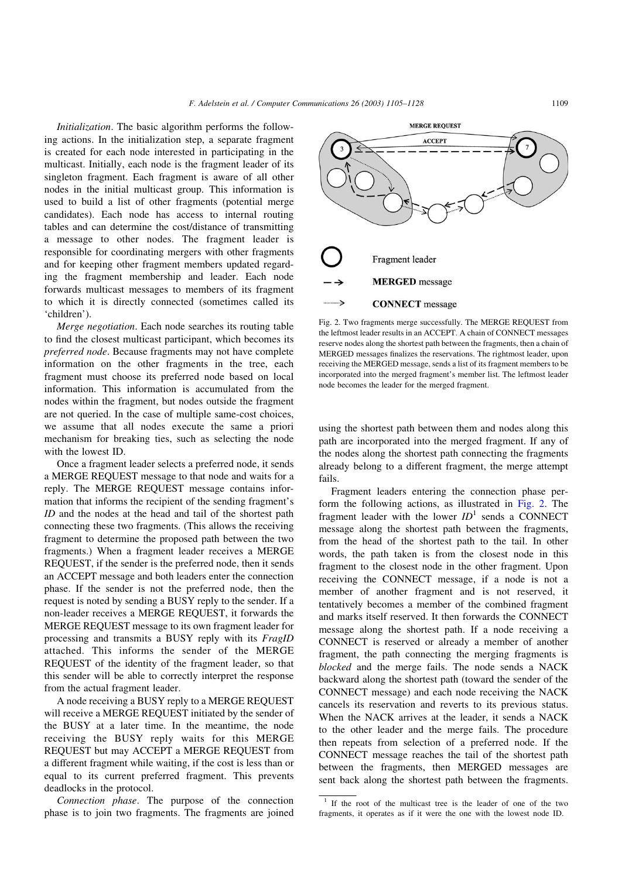*Initialization*. The basic algorithm performs the following actions. In the initialization step, a separate fragment is created for each node interested in participating in the multicast. Initially, each node is the fragment leader of its singleton fragment. Each fragment is aware of all other nodes in the initial multicast group. This information is used to build a list of other fragments (potential merge candidates). Each node has access to internal routing tables and can determine the cost/distance of transmitting a message to other nodes. The fragment leader is responsible for coordinating mergers with other fragments and for keeping other fragment members updated regarding the fragment membership and leader. Each node forwards multicast messages to members of its fragment to which it is directly connected (sometimes called its 'children').

*Merge negotiation*. Each node searches its routing table to find the closest multicast participant, which becomes its *preferred node*. Because fragments may not have complete information on the other fragments in the tree, each fragment must choose its preferred node based on local information. This information is accumulated from the nodes within the fragment, but nodes outside the fragment are not queried. In the case of multiple same-cost choices, we assume that all nodes execute the same a priori mechanism for breaking ties, such as selecting the node with the lowest ID.

Once a fragment leader selects a preferred node, it sends a MERGE REQUEST message to that node and waits for a reply. The MERGE REQUEST message contains information that informs the recipient of the sending fragment's *ID* and the nodes at the head and tail of the shortest path connecting these two fragments. (This allows the receiving fragment to determine the proposed path between the two fragments.) When a fragment leader receives a MERGE REQUEST, if the sender is the preferred node, then it sends an ACCEPT message and both leaders enter the connection phase. If the sender is not the preferred node, then the request is noted by sending a BUSY reply to the sender. If a non-leader receives a MERGE REQUEST, it forwards the MERGE REQUEST message to its own fragment leader for processing and transmits a BUSY reply with its *FragID* attached. This informs the sender of the MERGE REQUEST of the identity of the fragment leader, so that this sender will be able to correctly interpret the response from the actual fragment leader.

A node receiving a BUSY reply to a MERGE REQUEST will receive a MERGE REQUEST initiated by the sender of the BUSY at a later time. In the meantime, the node receiving the BUSY reply waits for this MERGE REQUEST but may ACCEPT a MERGE REQUEST from a different fragment while waiting, if the cost is less than or equal to its current preferred fragment. This prevents deadlocks in the protocol.

*Connection phase*. The purpose of the connection phase is to join two fragments. The fragments are joined using the shortest path between them and nodes along this path are incorporated into the merged fragment. If any of the nodes along the shortest path connecting the fragments already belong to a different fragment, the merge attempt fails.

MERGE REQUEST

ACCEPT

3

7

Fragment leader

MERGED message

CONNECT message

Fig. 2. Two fragments merge successfully. The MERGE REQUEST from the leftmost leader results in an ACCEPT. A chain of CONNECT messages reserve nodes along the shortest path between the fragments, then a chain of MERGED messages finalizes the reservations. The rightmost leader, upon receiving the MERGED message, sends a list of its fragment members to be incorporated into the merged fragment's member list. The leftmost leader node becomes the leader for the merged fragment.

Fragment leaders entering the connection phase perform the following actions, as illustrated in Fig. 2. The fragment leader with the lower *ID*[1] sends a CONNECT message along the shortest path between the fragments, from the head of the shortest path to the tail. In other words, the path taken is from the closest node in this fragment to the closest node in the other fragment. Upon receiving the CONNECT message, if a node is not a member of another fragment and is not reserved, it tentatively becomes a member of the combined fragment and marks itself reserved. It then forwards the CONNECT message along the shortest path. If a node receiving a CONNECT is reserved or already a member of another fragment, the path connecting the merging fragments is *blocked* and the merge fails. The node sends a NACK backward along the shortest path (toward the sender of the CONNECT message) and each node receiving the NACK cancels its reservation and reverts to its previous status. When the NACK arrives at the leader, it sends a NACK to the other leader and the merge fails. The procedure then repeats from selection of a preferred node. If the CONNECT message reaches the tail of the shortest path between the fragments, then MERGED messages are sent back along the shortest path between the fragments.

[1] If the root of the multicast tree is the leader of one of the two fragments, it operates as if it were the one with the lowest node ID.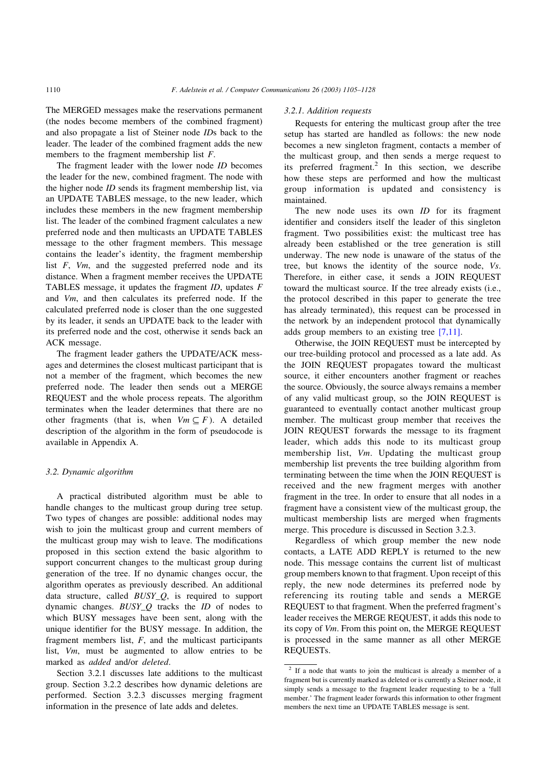The MERGED messages make the reservations permanent (the nodes become members of the combined fragment) and also propagate a list of Steiner node *ID*s back to the leader. The leader of the combined fragment adds the new members to the fragment membership list *F*.

The fragment leader with the lower node *ID* becomes the leader for the new, combined fragment. The node with the higher node *ID* sends its fragment membership list, via an UPDATE TABLES message, to the new leader, which includes these members in the new fragment membership list. The leader of the combined fragment calculates a new preferred node and then multicasts an UPDATE TABLES message to the other fragment members. This message contains the leader's identity, the fragment membership list *F*, *Vm*, and the suggested preferred node and its distance. When a fragment member receives the UPDATE TABLES message, it updates the fragment *ID*, updates *F* and *Vm*, and then calculates its preferred node. If the calculated preferred node is closer than the one suggested by its leader, it sends an UPDATE back to the leader with its preferred node and the cost, otherwise it sends back an ACK message.

The fragment leader gathers the UPDATE/ACK messages and determines the closest multicast participant that is not a member of the fragment, which becomes the new preferred node. The leader then sends out a MERGE REQUEST and the whole process repeats. The algorithm terminates when the leader determines that there are no other fragments (that is, when $Vm \subseteq F$). A detailed description of the algorithm in the form of pseudocode is available in Appendix A.

### 3.2. Dynamic algorithm

A practical distributed algorithm must be able to handle changes to the multicast group during tree setup. Two types of changes are possible: additional nodes may wish to join the multicast group and current members of the multicast group may wish to leave. The modifications proposed in this section extend the basic algorithm to support concurrent changes to the multicast group during generation of the tree. If no dynamic changes occur, the algorithm operates as previously described. An additional data structure, called *BUSY_Q*, is required to support dynamic changes. *BUSY_Q* tracks the *ID* of nodes to which BUSY messages have been sent, along with the unique identifier for the BUSY message. In addition, the fragment members list, *F*, and the multicast participants list, *Vm*, must be augmented to allow entries to be marked as *added* and/or *deleted*.

Section 3.2.1 discusses late additions to the multicast group. Section 3.2.2 describes how dynamic deletions are performed. Section 3.2.3 discusses merging fragment information in the presence of late adds and deletes.

#### 3.2.1. Addition requests

Requests for entering the multicast group after the tree setup has started are handled as follows: the new node becomes a new singleton fragment, contacts a member of the multicast group, and then sends a merge request to its preferred fragment.[2] In this section, we describe how these steps are performed and how the multicast group information is updated and consistency is maintained.

The new node uses its own *ID* for its fragment identifier and considers itself the leader of this singleton fragment. Two possibilities exist: the multicast tree has already been established or the tree generation is still underway. The new node is unaware of the status of the tree, but knows the identity of the source node, *Vs*. Therefore, in either case, it sends a JOIN REQUEST toward the multicast source. If the tree already exists (i.e., the protocol described in this paper to generate the tree has already terminated), this request can be processed in the network by an independent protocol that dynamically adds group members to an existing tree [7,11].

Otherwise, the JOIN REQUEST must be intercepted by our tree-building protocol and processed as a late add. As the JOIN REQUEST propagates toward the multicast source, it either encounters another fragment or reaches the source. Obviously, the source always remains a member of any valid multicast group, so the JOIN REQUEST is guaranteed to eventually contact another multicast group member. The multicast group member that receives the JOIN REQUEST forwards the message to its fragment leader, which adds this node to its multicast group membership list, *Vm*. Updating the multicast group membership list prevents the tree building algorithm from terminating between the time when the JOIN REQUEST is received and the new fragment merges with another fragment in the tree. In order to ensure that all nodes in a fragment have a consistent view of the multicast group, the multicast membership lists are merged when fragments merge. This procedure is discussed in Section 3.2.3.

Regardless of which group member the new node contacts, a LATE ADD REPLY is returned to the new node. This message contains the current list of multicast group members known to that fragment. Upon receipt of this reply, the new node determines its preferred node by referencing its routing table and sends a MERGE REQUEST to that fragment. When the preferred fragment's leader receives the MERGE REQUEST, it adds this node to its copy of *Vm*. From this point on, the MERGE REQUEST is processed in the same manner as all other MERGE REQUESTs.

[2] If a node that wants to join the multicast is already a member of a fragment but is currently marked as deleted or is currently a Steiner node, it simply sends a message to the fragment leader requesting to be a 'full member.' The fragment leader forwards this information to other fragment members the next time an UPDATE TABLES message is sent.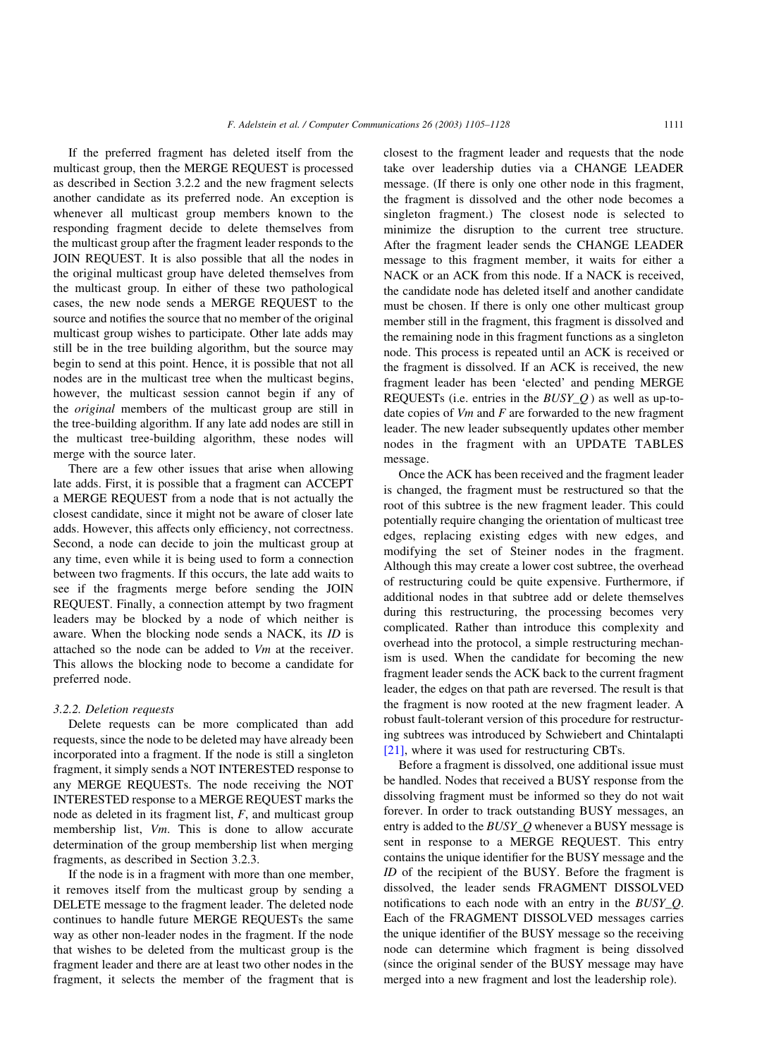If the preferred fragment has deleted itself from the multicast group, then the MERGE REQUEST is processed as described in Section 3.2.2 and the new fragment selects another candidate as its preferred node. An exception is whenever all multicast group members known to the responding fragment decide to delete themselves from the multicast group after the fragment leader responds to the JOIN REQUEST. It is also possible that all the nodes in the original multicast group have deleted themselves from the multicast group. In either of these two pathological cases, the new node sends a MERGE REQUEST to the source and notifies the source that no member of the original multicast group wishes to participate. Other late adds may still be in the tree building algorithm, but the source may begin to send at this point. Hence, it is possible that not all nodes are in the multicast tree when the multicast begins, however, the multicast session cannot begin if any of the *original* members of the multicast group are still in the tree-building algorithm. If any late add nodes are still in the multicast tree-building algorithm, these nodes will merge with the source later.

There are a few other issues that arise when allowing late adds. First, it is possible that a fragment can ACCEPT a MERGE REQUEST from a node that is not actually the closest candidate, since it might not be aware of closer late adds. However, this affects only efficiency, not correctness. Second, a node can decide to join the multicast group at any time, even while it is being used to form a connection between two fragments. If this occurs, the late add waits to see if the fragments merge before sending the JOIN REQUEST. Finally, a connection attempt by two fragment leaders may be blocked by a node of which neither is aware. When the blocking node sends a NACK, its *ID* is attached so the node can be added to *Vm* at the receiver. This allows the blocking node to become a candidate for preferred node.

### 3.2.2. Deletion requests

Delete requests can be more complicated than add requests, since the node to be deleted may have already been incorporated into a fragment. If the node is still a singleton fragment, it simply sends a NOT INTERESTED response to any MERGE REQUESTs. The node receiving the NOT INTERESTED response to a MERGE REQUEST marks the node as deleted in its fragment list, *F*, and multicast group membership list, *Vm*. This is done to allow accurate determination of the group membership list when merging fragments, as described in Section 3.2.3.

If the node is in a fragment with more than one member, it removes itself from the multicast group by sending a DELETE message to the fragment leader. The deleted node continues to handle future MERGE REQUESTs the same way as other non-leader nodes in the fragment. If the node that wishes to be deleted from the multicast group is the fragment leader and there are at least two other nodes in the fragment, it selects the member of the fragment that is closest to the fragment leader and requests that the node take over leadership duties via a CHANGE LEADER message. (If there is only one other node in this fragment, the fragment is dissolved and the other node becomes a singleton fragment.) The closest node is selected to minimize the disruption to the current tree structure. After the fragment leader sends the CHANGE LEADER message to this fragment member, it waits for either a NACK or an ACK from this node. If a NACK is received, the candidate node has deleted itself and another candidate must be chosen. If there is only one other multicast group member still in the fragment, this fragment is dissolved and the remaining node in this fragment functions as a singleton node. This process is repeated until an ACK is received or the fragment is dissolved. If an ACK is received, the new fragment leader has been 'elected' and pending MERGE REQUESTs (i.e. entries in the *BUSY_Q*) as well as up-to-date copies of *Vm* and *F* are forwarded to the new fragment leader. The new leader subsequently updates other member nodes in the fragment with an UPDATE TABLES message.

Once the ACK has been received and the fragment leader is changed, the fragment must be restructured so that the root of this subtree is the new fragment leader. This could potentially require changing the orientation of multicast tree edges, replacing existing edges with new edges, and modifying the set of Steiner nodes in the fragment. Although this may create a lower cost subtree, the overhead of restructuring could be quite expensive. Furthermore, if additional nodes in that subtree add or delete themselves during this restructuring, the processing becomes very complicated. Rather than introduce this complexity and overhead into the protocol, a simple restructuring mechanism is used. When the candidate for becoming the new fragment leader sends the ACK back to the current fragment leader, the edges on that path are reversed. The result is that the fragment is now rooted at the new fragment leader. A robust fault-tolerant version of this procedure for restructuring subtrees was introduced by Schwiebert and Chintalapti [21], where it was used for restructuring CBTs.

Before a fragment is dissolved, one additional issue must be handled. Nodes that received a BUSY response from the dissolving fragment must be informed so they do not wait forever. In order to track outstanding BUSY messages, an entry is added to the *BUSY_Q* whenever a BUSY message is sent in response to a MERGE REQUEST. This entry contains the unique identifier for the BUSY message and the *ID* of the recipient of the BUSY. Before the fragment is dissolved, the leader sends FRAGMENT DISSOLVED notifications to each node with an entry in the *BUSY_Q*. Each of the FRAGMENT DISSOLVED messages carries the unique identifier of the BUSY message so the receiving node can determine which fragment is being dissolved (since the original sender of the BUSY message may have merged into a new fragment and lost the leadership role).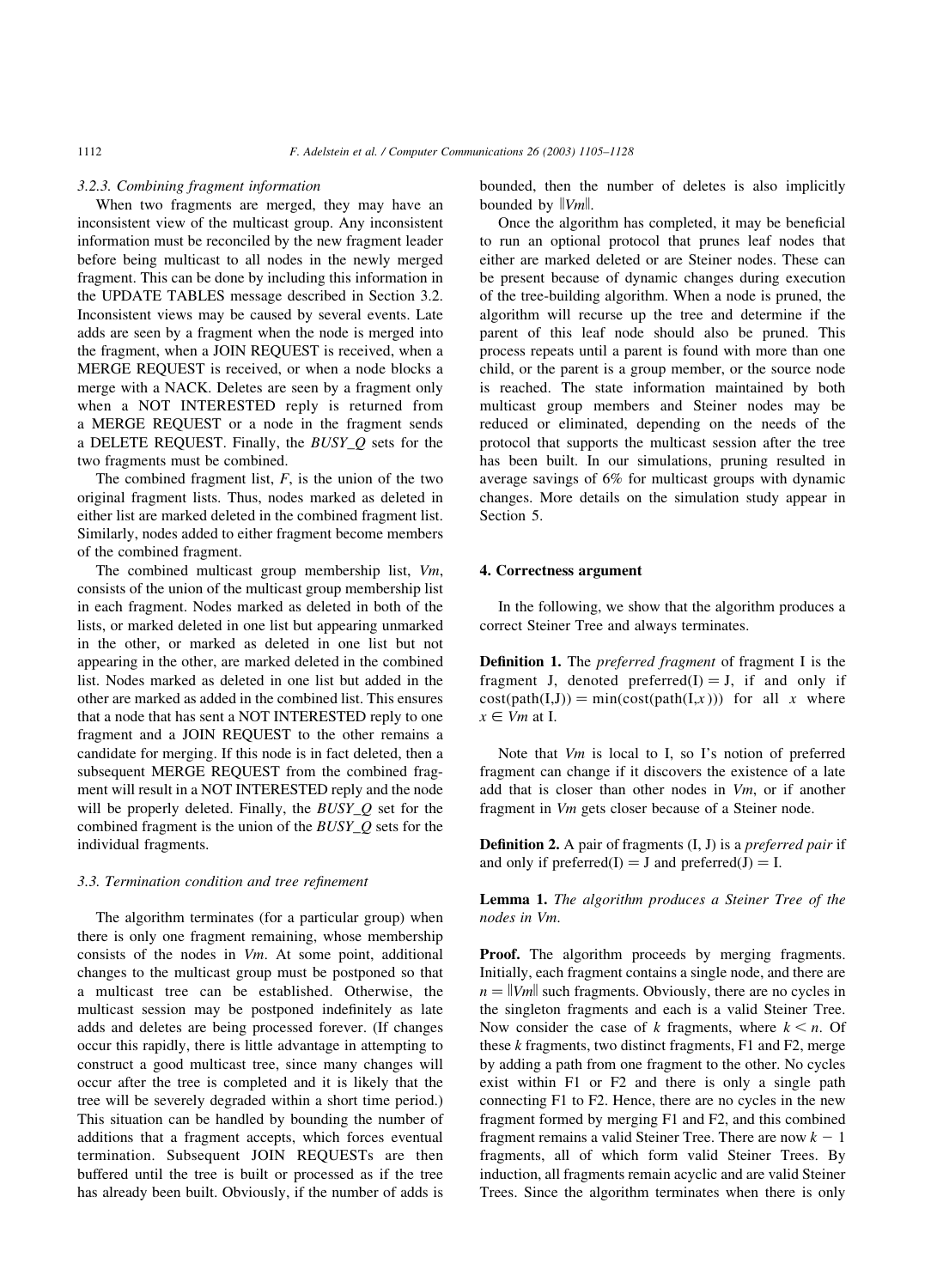### 3.2.3. Combining fragment information

When two fragments are merged, they may have an inconsistent view of the multicast group. Any inconsistent information must be reconciled by the new fragment leader before being multicast to all nodes in the newly merged fragment. This can be done by including this information in the UPDATE TABLES message described in Section 3.2. Inconsistent views may be caused by several events. Late adds are seen by a fragment when the node is merged into the fragment, when a JOIN REQUEST is received, when a MERGE REQUEST is received, or when a node blocks a merge with a NACK. Deletes are seen by a fragment only when a NOT INTERESTED reply is returned from a MERGE REQUEST or a node in the fragment sends a DELETE REQUEST. Finally, the *BUSY_Q* sets for the two fragments must be combined.

The combined fragment list, *F*, is the union of the two original fragment lists. Thus, nodes marked as deleted in either list are marked deleted in the combined fragment list. Similarly, nodes added to either fragment become members of the combined fragment.

The combined multicast group membership list, *Vm*, consists of the union of the multicast group membership list in each fragment. Nodes marked as deleted in both of the lists, or marked deleted in one list but appearing unmarked in the other, or marked as deleted in one list but not appearing in the other, are marked deleted in the combined list. Nodes marked as deleted in one list but added in the other are marked as added in the combined list. This ensures that a node that has sent a NOT INTERESTED reply to one fragment and a JOIN REQUEST to the other remains a candidate for merging. If this node is in fact deleted, then a subsequent MERGE REQUEST from the combined fragment will result in a NOT INTERESTED reply and the node will be properly deleted. Finally, the *BUSY_Q* set for the combined fragment is the union of the *BUSY_Q* sets for the individual fragments.

### 3.3. Termination condition and tree refinement

The algorithm terminates (for a particular group) when there is only one fragment remaining, whose membership consists of the nodes in *Vm*. At some point, additional changes to the multicast group must be postponed so that a multicast tree can be established. Otherwise, the multicast session may be postponed indefinitely as late adds and deletes are being processed forever. (If changes occur this rapidly, there is little advantage in attempting to construct a good multicast tree, since many changes will occur after the tree is completed and it is likely that the tree will be severely degraded within a short time period.) This situation can be handled by bounding the number of additions that a fragment accepts, which forces eventual termination. Subsequent JOIN REQUESTs are then buffered until the tree is built or processed as if the tree has already been built. Obviously, if the number of adds is bounded, then the number of deletes is also implicitly bounded by $\|Vm\|$.

Once the algorithm has completed, it may be beneficial to run an optional protocol that prunes leaf nodes that either are marked deleted or are Steiner nodes. These can be present because of dynamic changes during execution of the tree-building algorithm. When a node is pruned, the algorithm will recurse up the tree and determine if the parent of this leaf node should also be pruned. This process repeats until a parent is found with more than one child, or the parent is a group member, or the source node is reached. The state information maintained by both multicast group members and Steiner nodes may be reduced or eliminated, depending on the needs of the protocol that supports the multicast session after the tree has been built. In our simulations, pruning resulted in average savings of 6% for multicast groups with dynamic changes. More details on the simulation study appear in Section 5.

## 4. Correctness argument

In the following, we show that the algorithm produces a correct Steiner Tree and always terminates.

**Definition 1.** The *preferred fragment* of fragment I is the fragment J, denoted preferred(I) = J, if and only if cost(path(I,J)) = min(cost(path(I,$x$))) for all $x$ where $x \in Vm$ at I.

Note that *Vm* is local to I, so I's notion of preferred fragment can change if it discovers the existence of a late add that is closer than other nodes in *Vm*, or if another fragment in *Vm* gets closer because of a Steiner node.

**Definition 2.** A pair of fragments (I, J) is a *preferred pair* if and only if preferred(I) = J and preferred(J) = I.

**Lemma 1.** *The algorithm produces a Steiner Tree of the nodes in Vm.*

**Proof.** The algorithm proceeds by merging fragments. Initially, each fragment contains a single node, and there are $n = \|Vm\|$ such fragments. Obviously, there are no cycles in the singleton fragments and each is a valid Steiner Tree. Now consider the case of $k$ fragments, where $k < n$. Of these $k$ fragments, two distinct fragments, F1 and F2, merge by adding a path from one fragment to the other. No cycles exist within F1 or F2 and there is only a single path connecting F1 to F2. Hence, there are no cycles in the new fragment formed by merging F1 and F2, and this combined fragment remains a valid Steiner Tree. There are now $k - 1$ fragments, all of which form valid Steiner Trees. By induction, all fragments remain acyclic and are valid Steiner Trees. Since the algorithm terminates when there is only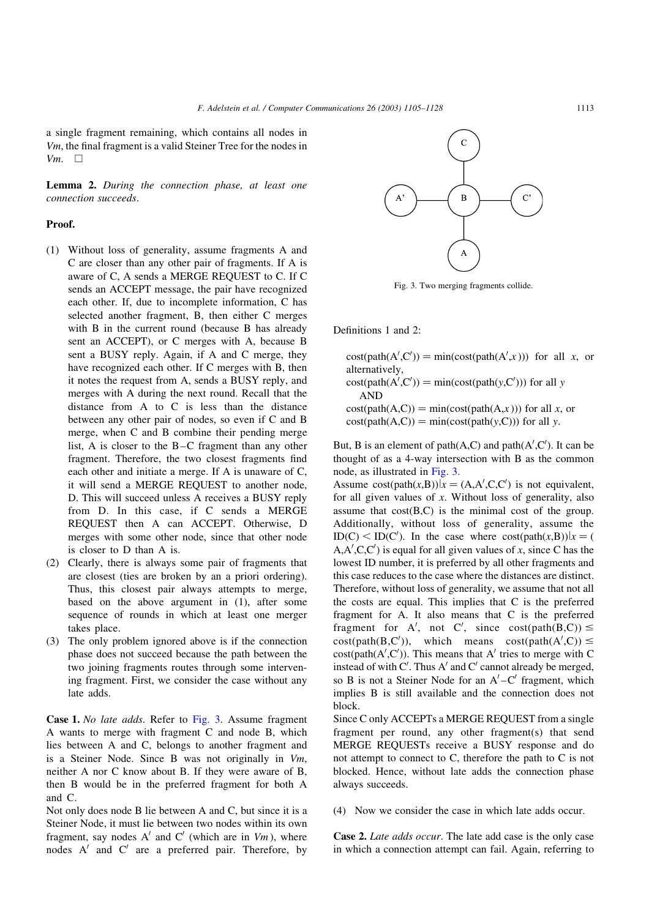a single fragment remaining, which contains all nodes in *Vm*, the final fragment is a valid Steiner Tree for the nodes in *Vm*. □

**Lemma 2.** *During the connection phase, at least one connection succeeds.*

**Proof.**

(1) Without loss of generality, assume fragments A and C are closer than any other pair of fragments. If A is aware of C, A sends a MERGE REQUEST to C. If C sends an ACCEPT message, the pair have recognized each other. If, due to incomplete information, C has selected another fragment, B, then either C merges with B in the current round (because B has already sent an ACCEPT), or C merges with A, because B sent a BUSY reply. Again, if A and C merge, they have recognized each other. If C merges with B, then it notes the request from A, sends a BUSY reply, and merges with A during the next round. Recall that the distance from A to C is less than the distance between any other pair of nodes, so even if C and B merge, when C and B combine their pending merge list, A is closer to the B–C fragment than any other fragment. Therefore, the two closest fragments find each other and initiate a merge. If A is unaware of C, it will send a MERGE REQUEST to another node, D. This will succeed unless A receives a BUSY reply from D. In this case, if C sends a MERGE REQUEST then A can ACCEPT. Otherwise, D merges with some other node, since that other node is closer to D than A is.

(2) Clearly, there is always some pair of fragments that are closest (ties are broken by an a priori ordering). Thus, this closest pair always attempts to merge, based on the above argument in (1), after some sequence of rounds in which at least one merger takes place.

(3) The only problem ignored above is if the connection phase does not succeed because the path between the two joining fragments routes through some intervening fragment. First, we consider the case without any late adds.

**Case 1.** *No late adds*. Refer to Fig. 3. Assume fragment A wants to merge with fragment C and node B, which lies between A and C, belongs to another fragment and is a Steiner Node. Since B was not originally in *Vm*, neither A nor C know about B. If they were aware of B, then B would be in the preferred fragment for both A and C.

Not only does node B lie between A and C, but since it is a Steiner Node, it must lie between two nodes within its own fragment, say nodes A′ and C′ (which are in *Vm*), where nodes A′ and C′ are a preferred pair. Therefore, by

Fig. 3. Two merging fragments collide.

Definitions 1 and 2:

cost(path(A′,C′)) = min(cost(path(A′,$x$))) for all $x$, or alternatively,
cost(path(A′,C′)) = min(cost(path($y$,C′))) for all $y$
AND
cost(path(A,C)) = min(cost(path(A,$x$))) for all $x$, or
cost(path(A,C)) = min(cost(path($y$,C))) for all $y$.

But, B is an element of path(A,C) and path(A′,C′). It can be thought of as a 4-way intersection with B as the common node, as illustrated in Fig. 3.

Assume cost(path($x$,B))|$x$ = (A,A′,C,C′) is not equivalent, for all given values of $x$. Without loss of generality, also assume that cost(B,C) is the minimal cost of the group. Additionally, without loss of generality, assume the ID(C) < ID(C′). In the case where cost(path($x$,B))|$x$ = (A,A′,C,C′) is equal for all given values of $x$, since C has the lowest ID number, it is preferred by all other fragments and this case reduces to the case where the distances are distinct. Therefore, without loss of generality, we assume that not all the costs are equal. This implies that C is the preferred fragment for A. It also means that C is the preferred fragment for A′, not C′, since cost(path(B,C)) ≤ cost(path(B,C′)), which means cost(path(A′,C)) ≤ cost(path(A′,C′)). This means that A′ tries to merge with C instead of with C′. Thus A′ and C′ cannot already be merged, so B is not a Steiner Node for an A′–C′ fragment, which implies B is still available and the connection does not block.

Since C only ACCEPTs a MERGE REQUEST from a single fragment per round, any other fragment(s) that send MERGE REQUESTs receive a BUSY response and do not attempt to connect to C, therefore the path to C is not blocked. Hence, without late adds the connection phase always succeeds.

(4) Now we consider the case in which late adds occur.

**Case 2.** *Late adds occur*. The late add case is the only case in which a connection attempt can fail. Again, referring to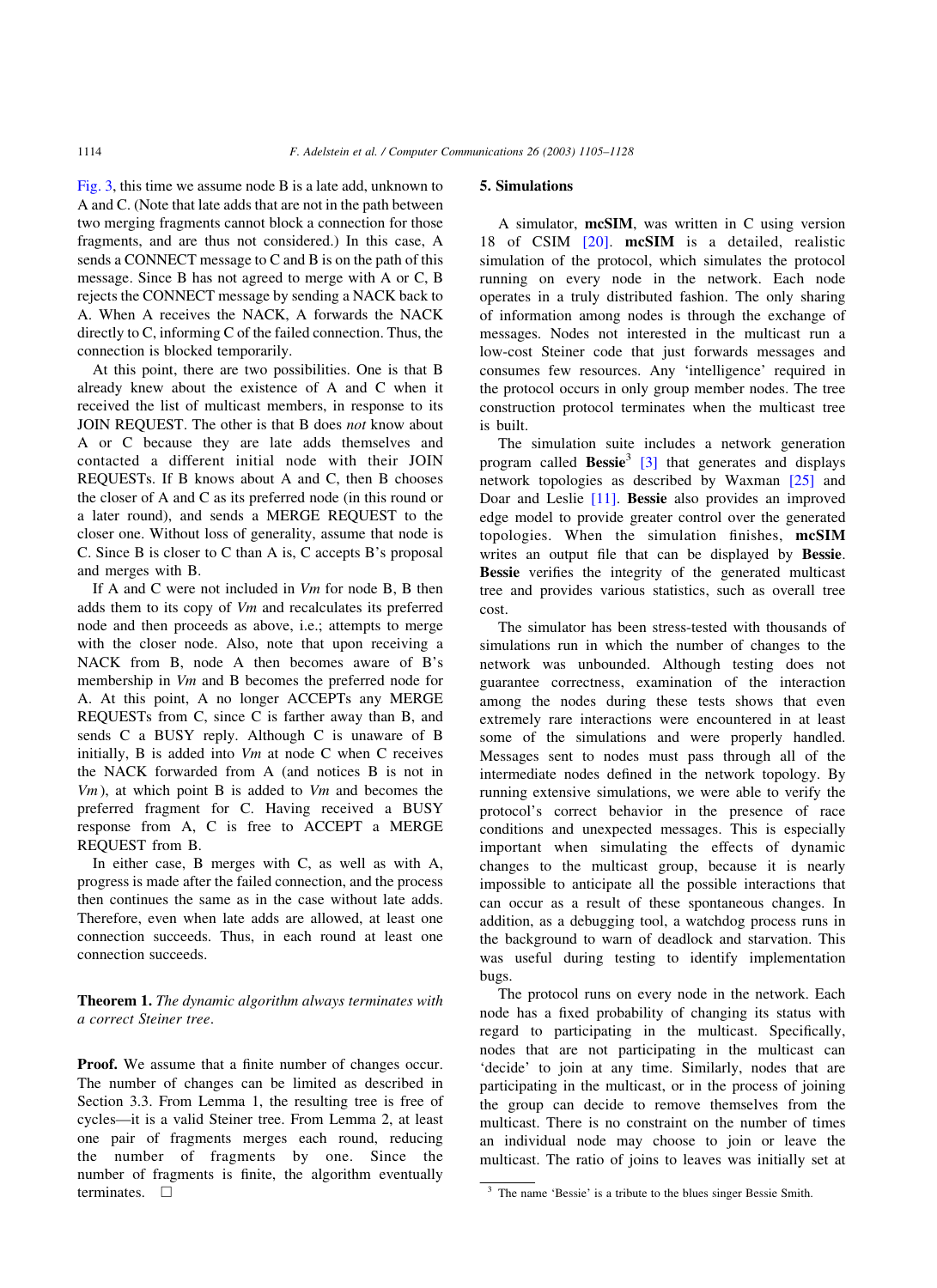Fig. 3, this time we assume node B is a late add, unknown to A and C. (Note that late adds that are not in the path between two merging fragments cannot block a connection for those fragments, and are thus not considered.) In this case, A sends a CONNECT message to C and B is on the path of this message. Since B has not agreed to merge with A or C, B rejects the CONNECT message by sending a NACK back to A. When A receives the NACK, A forwards the NACK directly to C, informing C of the failed connection. Thus, the connection is blocked temporarily.

At this point, there are two possibilities. One is that B already knew about the existence of A and C when it received the list of multicast members, in response to its JOIN REQUEST. The other is that B does *not* know about A or C because they are late adds themselves and contacted a different initial node with their JOIN REQUESTs. If B knows about A and C, then B chooses the closer of A and C as its preferred node (in this round or a later round), and sends a MERGE REQUEST to the closer one. Without loss of generality, assume that node is C. Since B is closer to C than A is, C accepts B's proposal and merges with B.

If A and C were not included in *Vm* for node B, B then adds them to its copy of *Vm* and recalculates its preferred node and then proceeds as above, i.e.; attempts to merge with the closer node. Also, note that upon receiving a NACK from B, node A then becomes aware of B's membership in *Vm* and B becomes the preferred node for A. At this point, A no longer ACCEPTs any MERGE REQUESTs from C, since C is farther away than B, and sends C a BUSY reply. Although C is unaware of B initially, B is added into *Vm* at node C when C receives the NACK forwarded from A (and notices B is not in *Vm*), at which point B is added to *Vm* and becomes the preferred fragment for C. Having received a BUSY response from A, C is free to ACCEPT a MERGE REQUEST from B.

In either case, B merges with C, as well as with A, progress is made after the failed connection, and the process then continues the same as in the case without late adds. Therefore, even when late adds are allowed, at least one connection succeeds. Thus, in each round at least one connection succeeds.

**Theorem 1.** *The dynamic algorithm always terminates with a correct Steiner tree.*

**Proof.** We assume that a finite number of changes occur. The number of changes can be limited as described in Section 3.3. From Lemma 1, the resulting tree is free of cycles—it is a valid Steiner tree. From Lemma 2, at least one pair of fragments merges each round, reducing the number of fragments by one. Since the number of fragments is finite, the algorithm eventually terminates. □

## 5. Simulations

A simulator, **mcSIM**, was written in C using version 18 of CSIM [20]. **mcSIM** is a detailed, realistic simulation of the protocol, which simulates the protocol running on every node in the network. Each node operates in a truly distributed fashion. The only sharing of information among nodes is through the exchange of messages. Nodes not interested in the multicast run a low-cost Steiner code that just forwards messages and consumes few resources. Any 'intelligence' required in the protocol occurs in only group member nodes. The tree construction protocol terminates when the multicast tree is built.

The simulation suite includes a network generation program called **Bessie**[3] [3] that generates and displays network topologies as described by Waxman [25] and Doar and Leslie [11]. **Bessie** also provides an improved edge model to provide greater control over the generated topologies. When the simulation finishes, **mcSIM** writes an output file that can be displayed by **Bessie**. **Bessie** verifies the integrity of the generated multicast tree and provides various statistics, such as overall tree cost.

The simulator has been stress-tested with thousands of simulations run in which the number of changes to the network was unbounded. Although testing does not guarantee correctness, examination of the interaction among the nodes during these tests shows that even extremely rare interactions were encountered in at least some of the simulations and were properly handled. Messages sent to nodes must pass through all of the intermediate nodes defined in the network topology. By running extensive simulations, we were able to verify the protocol's correct behavior in the presence of race conditions and unexpected messages. This is especially important when simulating the effects of dynamic changes to the multicast group, because it is nearly impossible to anticipate all the possible interactions that can occur as a result of these spontaneous changes. In addition, as a debugging tool, a watchdog process runs in the background to warn of deadlock and starvation. This was useful during testing to identify implementation bugs.

The protocol runs on every node in the network. Each node has a fixed probability of changing its status with regard to participating in the multicast. Specifically, nodes that are not participating in the multicast can 'decide' to join at any time. Similarly, nodes that are participating in the multicast, or in the process of joining the group can decide to remove themselves from the multicast. There is no constraint on the number of times an individual node may choose to join or leave the multicast. The ratio of joins to leaves was initially set at

[3] The name 'Bessie' is a tribute to the blues singer Bessie Smith.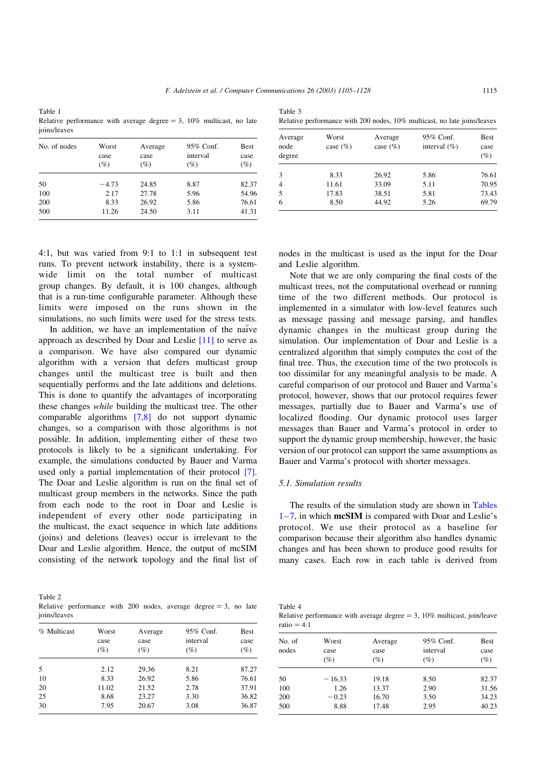Table 1
Relative performance with average degree = 3, 10% multicast, no late joins/leaves

| No. of nodes | Worst case (%) | Average case (%) | 95% Conf. interval (%) | Best case (%) |
|---|---|---|---|---|
| 50 | −4.73 | 24.85 | 8.87 | 82.37 |
| 100 | 2.17 | 27.78 | 5.96 | 54.96 |
| 200 | 8.33 | 26.92 | 5.86 | 76.61 |
| 500 | 11.26 | 24.50 | 3.11 | 41.31 |

Table 3
Relative performance with 200 nodes, 10% multicast, no late joins/leaves

| Average node degree | Worst case (%) | Average case (%) | 95% Conf. interval (%) | Best case (%) |
|---|---|---|---|---|
| 3 | 8.33 | 26.92 | 5.86 | 76.61 |
| 4 | 11.61 | 33.09 | 5.11 | 70.95 |
| 5 | 17.83 | 38.51 | 5.81 | 73.43 |
| 6 | 8.50 | 44.92 | 5.26 | 69.79 |

4:1, but was varied from 9:1 to 1:1 in subsequent test runs. To prevent network instability, there is a system-wide limit on the total number of multicast group changes. By default, it is 100 changes, although that is a run-time configurable parameter. Although these limits were imposed on the runs shown in the simulations, no such limits were used for the stress tests.

In addition, we have an implementation of the naïve approach as described by Doar and Leslie [11] to serve as a comparison. We have also compared our dynamic algorithm with a version that defers multicast group changes until the multicast tree is built and then sequentially performs and the late additions and deletions. This is done to quantify the advantages of incorporating these changes *while* building the multicast tree. The other comparable algorithms [7,8] do not support dynamic changes, so a comparison with those algorithms is not possible. In addition, implementing either of these two protocols is likely to be a significant undertaking. For example, the simulations conducted by Bauer and Varma used only a partial implementation of their protocol [7]. The Doar and Leslie algorithm is run on the final set of multicast group members in the networks. Since the path from each node to the root in Doar and Leslie is independent of every other node participating in the multicast, the exact sequence in which late additions (joins) and deletions (leaves) occur is irrelevant to the Doar and Leslie algorithm. Hence, the output of mcSIM consisting of the network topology and the final list of nodes in the multicast is used as the input for the Doar and Leslie algorithm.

Note that we are only comparing the final costs of the multicast trees, not the computational overhead or running time of the two different methods. Our protocol is implemented in a simulator with low-level features such as message passing and message parsing, and handles dynamic changes in the multicast group during the simulation. Our implementation of Doar and Leslie is a centralized algorithm that simply computes the cost of the final tree. Thus, the execution time of the two protocols is too dissimilar for any meaningful analysis to be made. A careful comparison of our protocol and Bauer and Varma's protocol, however, shows that our protocol requires fewer messages, partially due to Bauer and Varma's use of localized flooding. Our dynamic protocol uses larger messages than Bauer and Varma's protocol in order to support the dynamic group membership, however, the basic version of our protocol can support the same assumptions as Bauer and Varma's protocol with shorter messages.

### 5.1. Simulation results

The results of the simulation study are shown in Tables 1–7, in which **mcSIM** is compared with Doar and Leslie's protocol. We use their protocol as a baseline for comparison because their algorithm also handles dynamic changes and has been shown to produce good results for many cases. Each row in each table is derived from

Table 2
Relative performance with 200 nodes, average degree = 3, no late joins/leaves

| % Multicast | Worst case (%) | Average case (%) | 95% Conf. interval (%) | Best case (%) |
|---|---|---|---|---|
| 5 | 2.12 | 29.36 | 8.21 | 87.27 |
| 10 | 8.33 | 26.92 | 5.86 | 76.61 |
| 20 | 11.02 | 21.52 | 2.78 | 37.91 |
| 25 | 8.68 | 23.27 | 3.30 | 36.82 |
| 30 | 7.95 | 20.67 | 3.08 | 36.87 |

Table 4
Relative performance with average degree = 3, 10% multicast, join/leave ratio = 4:1

| No. of nodes | Worst case (%) | Average case (%) | 95% Conf. interval (%) | Best case (%) |
|---|---|---|---|---|
| 50 | −16.33 | 19.18 | 8.50 | 82.37 |
| 100 | 1.26 | 13.37 | 2.90 | 31.56 |
| 200 | −0.23 | 16.70 | 3.50 | 34.23 |
| 500 | 8.88 | 17.48 | 2.95 | 40.23 |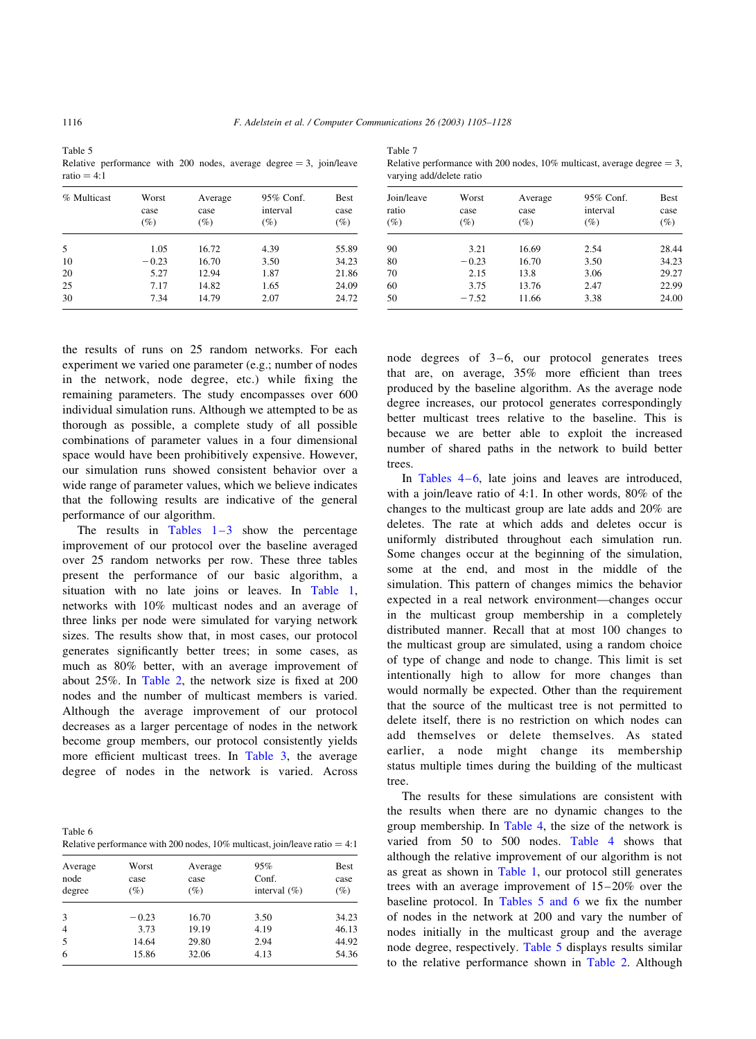Table 5
Relative performance with 200 nodes, average degree = 3, join/leave ratio = 4:1

| % Multicast | Worst case (%) | Average case (%) | 95% Conf. interval (%) | Best case (%) |
|---|---|---|---|---|
| 5 | 1.05 | 16.72 | 4.39 | 55.89 |
| 10 | −0.23 | 16.70 | 3.50 | 34.23 |
| 20 | 5.27 | 12.94 | 1.87 | 21.86 |
| 25 | 7.17 | 14.82 | 1.65 | 24.09 |
| 30 | 7.34 | 14.79 | 2.07 | 24.72 |

Table 6
Relative performance with 200 nodes, 10% multicast, join/leave ratio = 4:1

| Average node degree | Worst case (%) | Average case (%) | 95% Conf. interval (%) | Best case (%) |
|---|---|---|---|---|
| 3 | −0.23 | 16.70 | 3.50 | 34.23 |
| 4 | 3.73 | 19.19 | 4.19 | 46.13 |
| 5 | 14.64 | 29.80 | 2.94 | 44.92 |
| 6 | 15.86 | 32.06 | 4.13 | 54.36 |

Table 7
Relative performance with 200 nodes, 10% multicast, average degree = 3, varying add/delete ratio

| Join/leave ratio (%) | Worst case (%) | Average case (%) | 95% Conf. interval (%) | Best case (%) |
|---|---|---|---|---|
| 90 | 3.21 | 16.69 | 2.54 | 28.44 |
| 80 | −0.23 | 16.70 | 3.50 | 34.23 |
| 70 | 2.15 | 13.8 | 3.06 | 29.27 |
| 60 | 3.75 | 13.76 | 2.47 | 22.99 |
| 50 | −7.52 | 11.66 | 3.38 | 24.00 |

the results of runs on 25 random networks. For each experiment we varied one parameter (e.g.; number of nodes in the network, node degree, etc.) while fixing the remaining parameters. The study encompasses over 600 individual simulation runs. Although we attempted to be as thorough as possible, a complete study of all possible combinations of parameter values in a four dimensional space would have been prohibitively expensive. However, our simulation runs showed consistent behavior over a wide range of parameter values, which we believe indicates that the following results are indicative of the general performance of our algorithm.

The results in Tables 1–3 show the percentage improvement of our protocol over the baseline averaged over 25 random networks per row. These three tables present the performance of our basic algorithm, a situation with no late joins or leaves. In Table 1, networks with 10% multicast nodes and an average of three links per node were simulated for varying network sizes. The results show that, in most cases, our protocol generates significantly better trees; in some cases, as much as 80% better, with an average improvement of about 25%. In Table 2, the network size is fixed at 200 nodes and the number of multicast members is varied. Although the average improvement of our protocol decreases as a larger percentage of nodes in the network become group members, our protocol consistently yields more efficient multicast trees. In Table 3, the average degree of nodes in the network is varied. Across node degrees of 3–6, our protocol generates trees that are, on average, 35% more efficient than trees produced by the baseline algorithm. As the average node degree increases, our protocol generates correspondingly better multicast trees relative to the baseline. This is because we are better able to exploit the increased number of shared paths in the network to build better trees.

In Tables 4–6, late joins and leaves are introduced, with a join/leave ratio of 4:1. In other words, 80% of the changes to the multicast group are late adds and 20% are deletes. The rate at which adds and deletes occur is uniformly distributed throughout each simulation run. Some changes occur at the beginning of the simulation, some at the end, and most in the middle of the simulation. This pattern of changes mimics the behavior expected in a real network environment—changes occur in the multicast group membership in a completely distributed manner. Recall that at most 100 changes to the multicast group are simulated, using a random choice of type of change and node to change. This limit is set intentionally high to allow for more changes than would normally be expected. Other than the requirement that the source of the multicast tree is not permitted to delete itself, there is no restriction on which nodes can add themselves or delete themselves. As stated earlier, a node might change its membership status multiple times during the building of the multicast tree.

The results for these simulations are consistent with the results when there are no dynamic changes to the group membership. In Table 4, the size of the network is varied from 50 to 500 nodes. Table 4 shows that although the relative improvement of our algorithm is not as great as shown in Table 1, our protocol still generates trees with an average improvement of 15–20% over the baseline protocol. In Tables 5 and 6 we fix the number of nodes in the network at 200 and vary the number of nodes initially in the multicast group and the average node degree, respectively. Table 5 displays results similar to the relative performance shown in Table 2. Although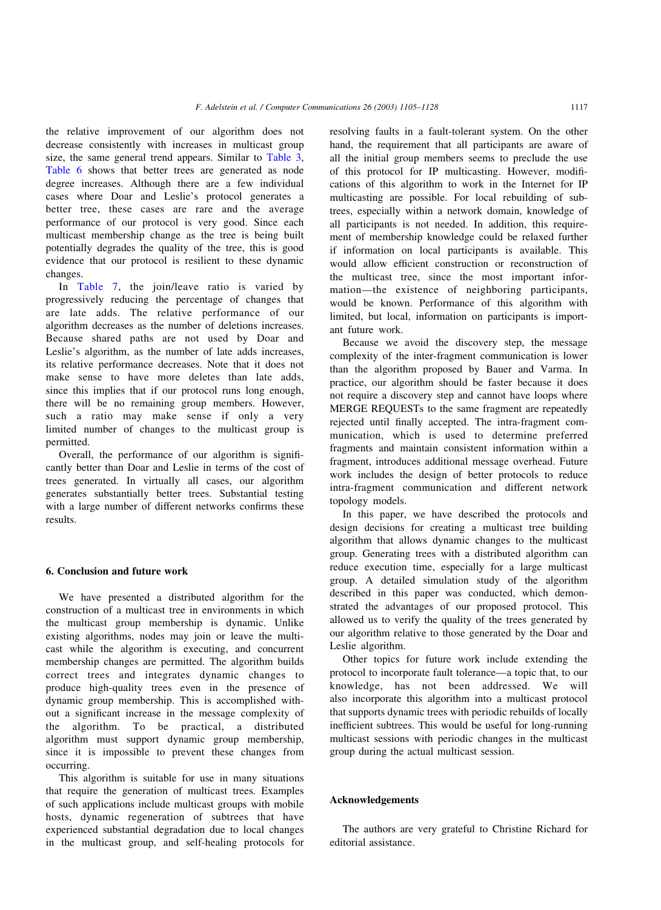the relative improvement of our algorithm does not decrease consistently with increases in multicast group size, the same general trend appears. Similar to Table 3, Table 6 shows that better trees are generated as node degree increases. Although there are a few individual cases where Doar and Leslie's protocol generates a better tree, these cases are rare and the average performance of our protocol is very good. Since each multicast membership change as the tree is being built potentially degrades the quality of the tree, this is good evidence that our protocol is resilient to these dynamic changes.

In Table 7, the join/leave ratio is varied by progressively reducing the percentage of changes that are late adds. The relative performance of our algorithm decreases as the number of deletions increases. Because shared paths are not used by Doar and Leslie's algorithm, as the number of late adds increases, its relative performance decreases. Note that it does not make sense to have more deletes than late adds, since this implies that if our protocol runs long enough, there will be no remaining group members. However, such a ratio may make sense if only a very limited number of changes to the multicast group is permitted.

Overall, the performance of our algorithm is significantly better than Doar and Leslie in terms of the cost of trees generated. In virtually all cases, our algorithm generates substantially better trees. Substantial testing with a large number of different networks confirms these results.

## 6. Conclusion and future work

We have presented a distributed algorithm for the construction of a multicast tree in environments in which the multicast group membership is dynamic. Unlike existing algorithms, nodes may join or leave the multicast while the algorithm is executing, and concurrent membership changes are permitted. The algorithm builds correct trees and integrates dynamic changes to produce high-quality trees even in the presence of dynamic group membership. This is accomplished without a significant increase in the message complexity of the algorithm. To be practical, a distributed algorithm must support dynamic group membership, since it is impossible to prevent these changes from occurring.

This algorithm is suitable for use in many situations that require the generation of multicast trees. Examples of such applications include multicast groups with mobile hosts, dynamic regeneration of subtrees that have experienced substantial degradation due to local changes in the multicast group, and self-healing protocols for resolving faults in a fault-tolerant system. On the other hand, the requirement that all participants are aware of all the initial group members seems to preclude the use of this protocol for IP multicasting. However, modifications of this algorithm to work in the Internet for IP multicasting are possible. For local rebuilding of subtrees, especially within a network domain, knowledge of all participants is not needed. In addition, this requirement of membership knowledge could be relaxed further if information on local participants is available. This would allow efficient construction or reconstruction of the multicast tree, since the most important information—the existence of neighboring participants, would be known. Performance of this algorithm with limited, but local, information on participants is important future work.

Because we avoid the discovery step, the message complexity of the inter-fragment communication is lower than the algorithm proposed by Bauer and Varma. In practice, our algorithm should be faster because it does not require a discovery step and cannot have loops where MERGE REQUESTs to the same fragment are repeatedly rejected until finally accepted. The intra-fragment communication, which is used to determine preferred fragments and maintain consistent information within a fragment, introduces additional message overhead. Future work includes the design of better protocols to reduce intra-fragment communication and different network topology models.

In this paper, we have described the protocols and design decisions for creating a multicast tree building algorithm that allows dynamic changes to the multicast group. Generating trees with a distributed algorithm can reduce execution time, especially for a large multicast group. A detailed simulation study of the algorithm described in this paper was conducted, which demonstrated the advantages of our proposed protocol. This allowed us to verify the quality of the trees generated by our algorithm relative to those generated by the Doar and Leslie algorithm.

Other topics for future work include extending the protocol to incorporate fault tolerance—a topic that, to our knowledge, has not been addressed. We will also incorporate this algorithm into a multicast protocol that supports dynamic trees with periodic rebuilds of locally inefficient subtrees. This would be useful for long-running multicast sessions with periodic changes in the multicast group during the actual multicast session.

## Acknowledgements

The authors are very grateful to Christine Richard for editorial assistance.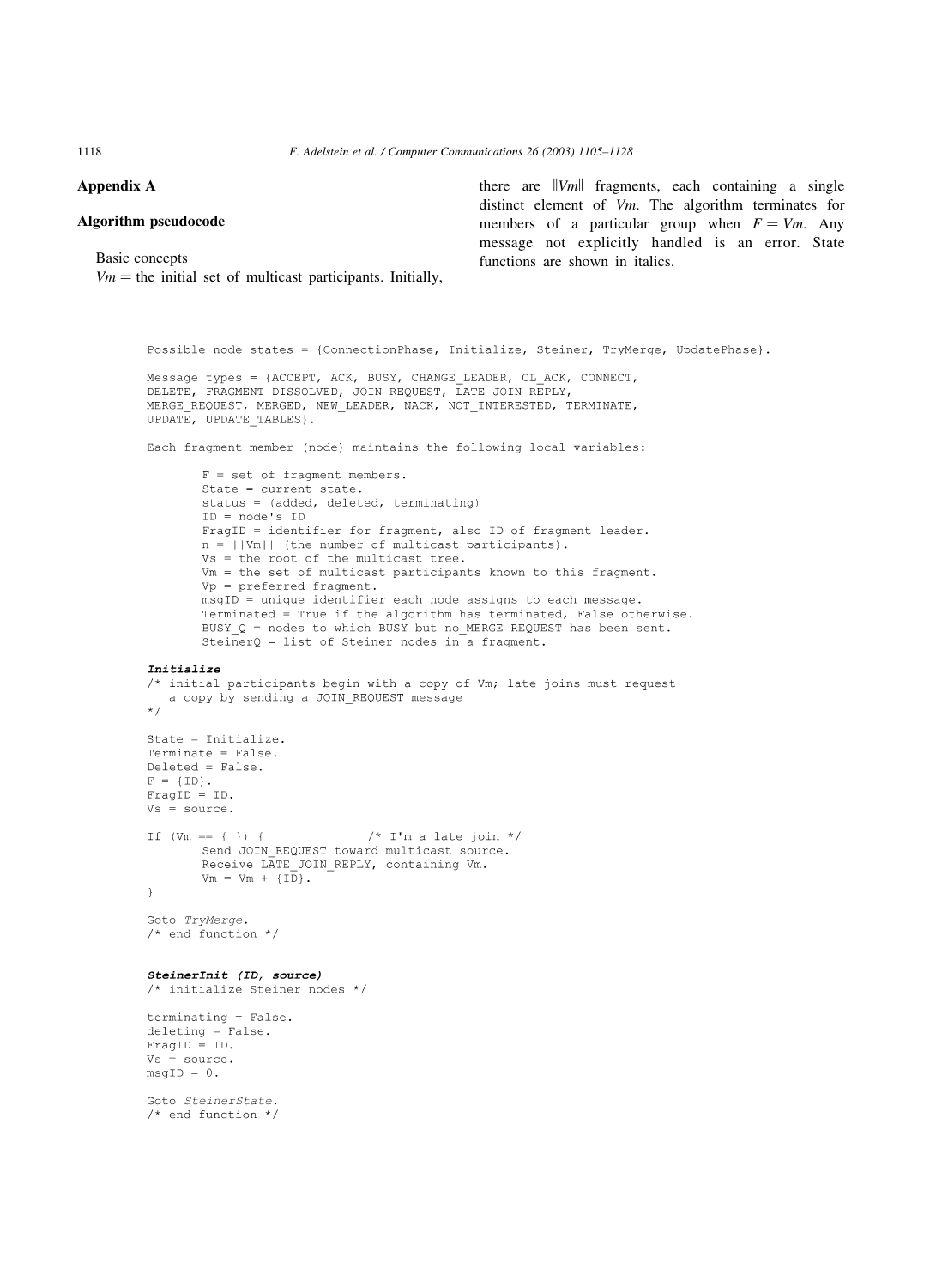## Appendix A

### Algorithm pseudocode

Basic concepts

$Vm$ = the initial set of multicast participants. Initially, there are $\|Vm\|$ fragments, each containing a single distinct element of $Vm$. The algorithm terminates for members of a particular group when $F = Vm$. Any message not explicitly handled is an error. State functions are shown in italics.

```
Possible node states = {ConnectionPhase, Initialize, Steiner, TryMerge, UpdatePhase}.

Message types = {ACCEPT, ACK, BUSY, CHANGE_LEADER, CL_ACK, CONNECT,
DELETE, FRAGMENT_DISSOLVED, JOIN_REQUEST, LATE_JOIN_REPLY,
MERGE_REQUEST, MERGED, NEW_LEADER, NACK, NOT_INTERESTED, TERMINATE,
UPDATE, UPDATE_TABLES}.

Each fragment member (node) maintains the following local variables:

        F = set of fragment members.
        State = current state.
        status = (added, deleted, terminating)
        ID = node's ID
        FragID = identifier for fragment, also ID of fragment leader.
        n = ||Vm|| (the number of multicast participants).
        Vs = the root of the multicast tree.
        Vm = the set of multicast participants known to this fragment.
        Vp = preferred fragment.
        msgID = unique identifier each node assigns to each message.
        Terminated = True if the algorithm has terminated, False otherwise.
        BUSY_Q = nodes to which BUSY but no_MERGE REQUEST has been sent.
        SteinerQ = list of Steiner nodes in a fragment.
```

***Initialize***

```
/* initial participants begin with a copy of Vm; late joins must request
   a copy by sending a JOIN_REQUEST message
*/

State = Initialize.
Terminate = False.
Deleted = False.
F = {ID}.
FragID = ID.
Vs = source.

If (Vm == { }) {              /* I'm a late join */
        Send JOIN_REQUEST toward multicast source.
        Receive LATE_JOIN_REPLY, containing Vm.
        Vm = Vm + {ID}.
}

Goto TryMerge.
/* end function */
```

***SteinerInit (ID, source)***

```
/* initialize Steiner nodes */

terminating = False.
deleting = False.
FragID = ID.
Vs = source.
msgID = 0.

Goto SteinerState.
/* end function */
```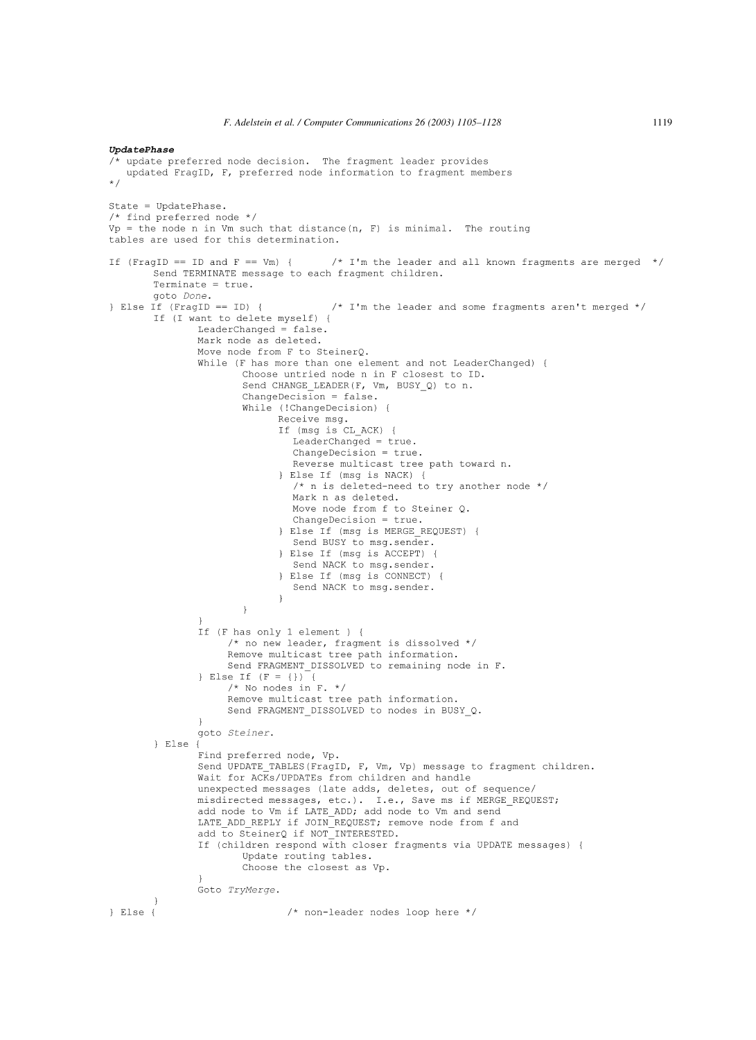***UpdatePhase***

```
/* update preferred node decision.  The fragment leader provides
   updated FragID, F, preferred node information to fragment members
*/

State = UpdatePhase.
/* find preferred node */
Vp = the node n in Vm such that distance(n, F) is minimal.  The routing
tables are used for this determination.

If (FragID == ID and F == Vm) {       /* I'm the leader and all known fragments are merged  */
        Send TERMINATE message to each fragment children.
        Terminate = true.
        goto Done.
} Else If (FragID == ID) {            /* I'm the leader and some fragments aren't merged */
        If (I want to delete myself) {
                LeaderChanged = false.
                Mark node as deleted.
                Move node from F to SteinerQ.
                While (F has more than one element and not LeaderChanged) {
                        Choose untried node n in F closest to ID.
                        Send CHANGE_LEADER(F, Vm, BUSY_Q) to n.
                        ChangeDecision = false.
                        While (!ChangeDecision) {
                              Receive msg.
                              If (msg is CL_ACK) {
                                 LeaderChanged = true.
                                 ChangeDecision = true.
                                 Reverse multicast tree path toward n.
                              } Else If (msg is NACK) {
                                 /* n is deleted-need to try another node */
                                 Mark n as deleted.
                                 Move node from f to Steiner Q.
                                 ChangeDecision = true.
                              } Else If (msg is MERGE_REQUEST) {
                                 Send BUSY to msg.sender.
                              } Else If (msg is ACCEPT) {
                                 Send NACK to msg.sender.
                              } Else If (msg is CONNECT) {
                                 Send NACK to msg.sender.
                              }
                        }
                }
                If (F has only 1 element ) {
                     /* no new leader, fragment is dissolved */
                     Remove multicast tree path information.
                     Send FRAGMENT_DISSOLVED to remaining node in F.
                } Else If (F = {}) {
                     /* No nodes in F. */
                     Remove multicast tree path information.
                     Send FRAGMENT_DISSOLVED to nodes in BUSY_Q.
                }
                goto Steiner.
        } Else {
                Find preferred node, Vp.
                Send UPDATE_TABLES(FragID, F, Vm, Vp) message to fragment children.
                Wait for ACKs/UPDATEs from children and handle
                unexpected messages (late adds, deletes, out of sequence/
                misdirected messages, etc.).  I.e., Save ms if MERGE_REQUEST;
                add node to Vm if LATE_ADD; add node to Vm and send
                LATE_ADD_REPLY if JOIN_REQUEST; remove node from f and
                add to SteinerQ if NOT_INTERESTED.
                If (children respond with closer fragments via UPDATE messages) {
                        Update routing tables.
                        Choose the closest as Vp.
                }
                Goto TryMerge.
        }
} Else {                      /* non-leader nodes loop here */
```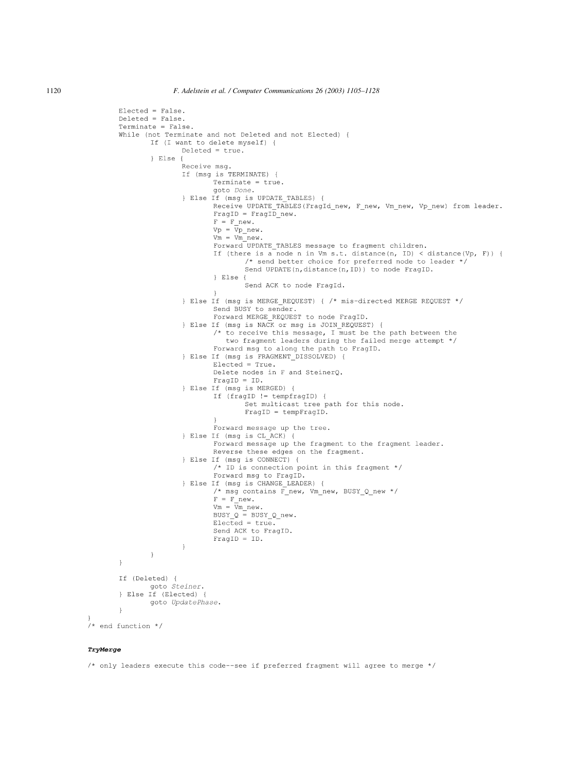```
        Elected = False.
        Deleted = False.
        Terminate = False.
        While (not Terminate and not Deleted and not Elected) {
                If (I want to delete myself) {
                        Deleted = true.
                } Else {
                        Receive msg.
                        If (msg is TERMINATE) {
                                Terminate = true.
                                goto Done.
                        } Else If (msg is UPDATE_TABLES) {
                                Receive UPDATE_TABLES(FragId_new, F_new, Vm_new, Vp_new) from leader.
                                FragID = FragID_new.
                                F = F_new.
                                Vp = Vp_new.
                                Vm = Vm_new.
                                Forward UPDATE_TABLES message to fragment children.
                                If (there is a node n in Vm s.t. distance(n, ID) < distance(Vp, F)) {
                                        /* send better choice for preferred node to leader */
                                        Send UPDATE(n,distance(n,ID)) to node FragID.
                                } Else {
                                        Send ACK to node FragId.
                                }
                        } Else If (msg is MERGE_REQUEST) { /* mis-directed MERGE REQUEST */
                                Send BUSY to sender.
                                Forward MERGE_REQUEST to node FragID.
                        } Else If (msg is NACK or msg is JOIN_REQUEST) {
                                /* to receive this message, I must be the path between the
                                   two fragment leaders during the failed merge attempt */
                                Forward msg to along the path to FragID.
                        } Else If (msg is FRAGMENT_DISSOLVED) {
                                Elected = True.
                                Delete nodes in F and SteinerQ.
                                FragID = ID.
                        } Else If (msg is MERGED) {
                                If (fragID != tempfragID) {
                                        Set multicast tree path for this node.
                                        FragID = tempFragID.
                                }
                                Forward message up the tree.
                        } Else If (msg is CL_ACK) {
                                Forward message up the fragment to the fragment leader.
                                Reverse these edges on the fragment.
                        } Else If (msg is CONNECT) {
                                /* ID is connection point in this fragment */
                                Forward msg to FragID.
                        } Else If (msg is CHANGE_LEADER) {
                                /* msg contains F_new, Vm_new, BUSY_Q_new */
                                F = F_new.
                                Vm = Vm_new.
                                BUSY_Q = BUSY_Q_new.
                                Elected = true.
                                Send ACK to FragID.
                                FragID = ID.
                        }
                }
        }

        If (Deleted) {
                goto Steiner.
        } Else If (Elected) {
                goto UpdatePhase.
        }
}
/* end function */
```

***TryMerge***

```
/* only leaders execute this code--see if preferred fragment will agree to merge */
```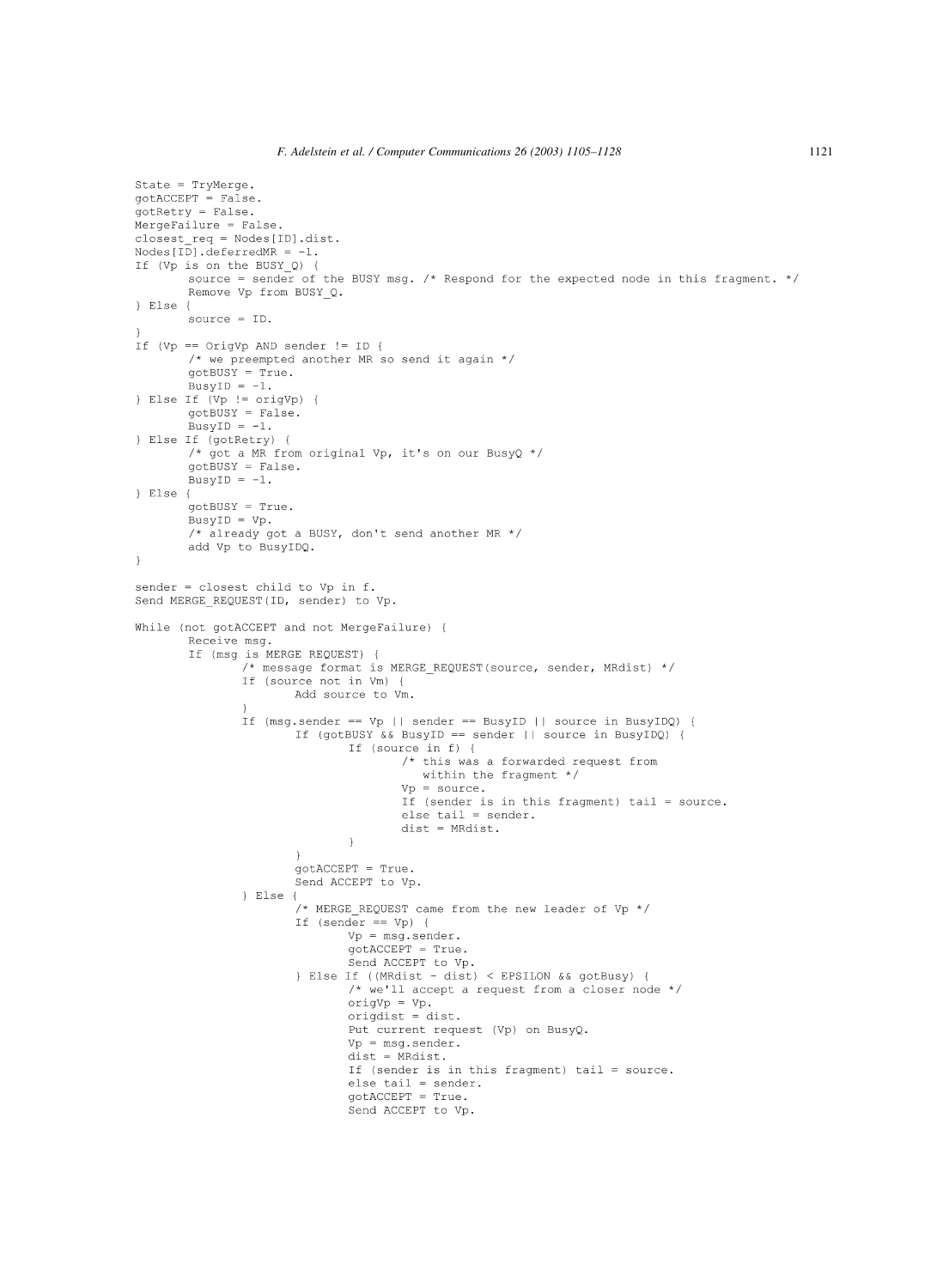```
State = TryMerge.
gotACCEPT = False.
gotRetry = False.
MergeFailure = False.
closest_req = Nodes[ID].dist.
Nodes[ID].deferredMR = -1.
If (Vp is on the BUSY_Q) {
        source = sender of the BUSY msg. /* Respond for the expected node in this fragment. */
        Remove Vp from BUSY_Q.
} Else {
        source = ID.
}
If (Vp == OrigVp AND sender != ID {
        /* we preempted another MR so send it again */
        gotBUSY = True.
        BusyID = -1.
} Else If (Vp != origVp) {
        gotBUSY = False.
        BusyID = -1.
} Else If (gotRetry) {
        /* got a MR from original Vp, it's on our BusyQ */
        gotBUSY = False.
        BusyID = -1.
} Else {
        gotBUSY = True.
        BusyID = Vp.
        /* already got a BUSY, don't send another MR */
        add Vp to BusyIDQ.
}

sender = closest child to Vp in f.
Send MERGE_REQUEST(ID, sender) to Vp.

While (not gotACCEPT and not MergeFailure) {
        Receive msg.
        If (msg is MERGE REQUEST) {
                /* message format is MERGE_REQUEST(source, sender, MRdist) */
                If (source not in Vm) {
                        Add source to Vm.
                }
                If (msg.sender == Vp || sender == BusyID || source in BusyIDQ) {
                        If (gotBUSY && BusyID == sender || source in BusyIDQ) {
                                If (source in f) {
                                        /* this was a forwarded request from
                                           within the fragment */
                                        Vp = source.
                                        If (sender is in this fragment) tail = source.
                                        else tail = sender.
                                        dist = MRdist.
                                }
                        }
                        gotACCEPT = True.
                        Send ACCEPT to Vp.
                } Else {
                        /* MERGE_REQUEST came from the new leader of Vp */
                        If (sender == Vp) {
                                Vp = msg.sender.
                                gotACCEPT = True.
                                Send ACCEPT to Vp.
                        } Else If ((MRdist - dist) < EPSILON && gotBusy) {
                                /* we'll accept a request from a closer node */
                                origVp = Vp.
                                origdist = dist.
                                Put current request (Vp) on BusyQ.
                                Vp = msg.sender.
                                dist = MRdist.
                                If (sender is in this fragment) tail = source.
                                else tail = sender.
                                gotACCEPT = True.
                                Send ACCEPT to Vp.
```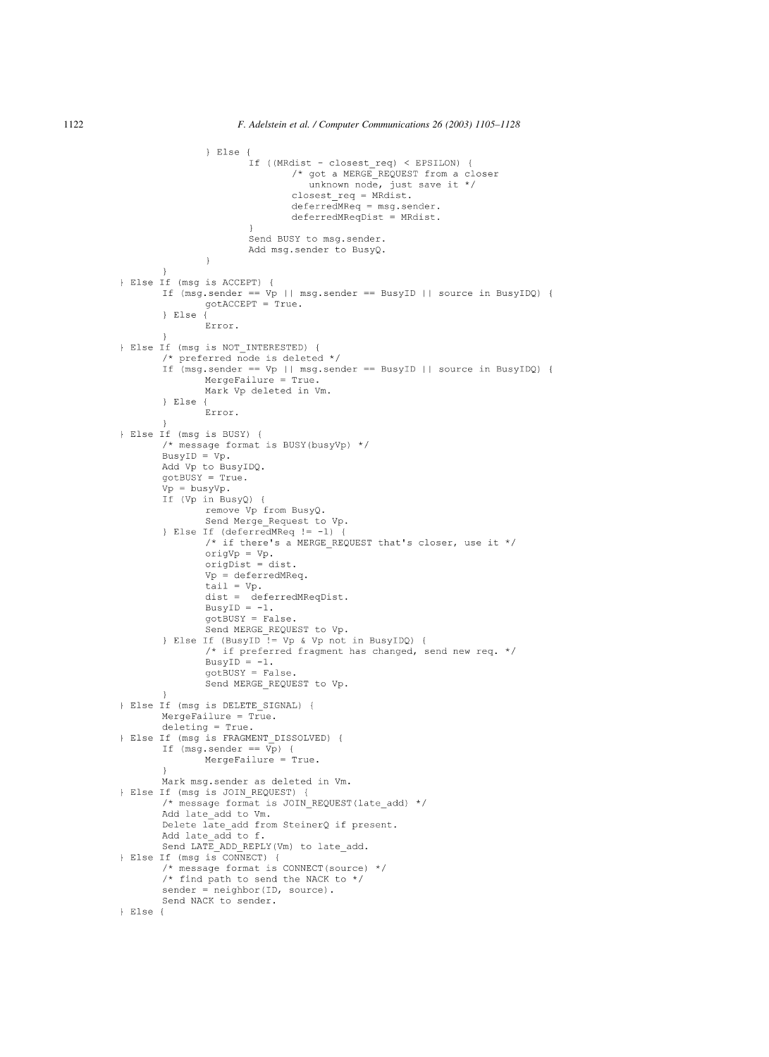```
                } Else {
                        If ((MRdist - closest_req) < EPSILON) {
                                /* got a MERGE_REQUEST from a closer
                                   unknown node, just save it */
                                closest_req = MRdist.
                                deferredMReq = msg.sender.
                                deferredMReqDist = MRdist.
                        }
                        Send BUSY to msg.sender.
                        Add msg.sender to BusyQ.
                }
        }
} Else If (msg is ACCEPT) {
        If (msg.sender == Vp || msg.sender == BusyID || source in BusyIDQ) {
                gotACCEPT = True.
        } Else {
                Error.
        }
} Else If (msg is NOT_INTERESTED) {
        /* preferred node is deleted */
        If (msg.sender == Vp || msg.sender == BusyID || source in BusyIDQ) {
                MergeFailure = True.
                Mark Vp deleted in Vm.
        } Else {
                Error.
        }
} Else If (msg is BUSY) {
        /* message format is BUSY(busyVp) */
        BusyID = Vp.
        Add Vp to BusyIDQ.
        gotBUSY = True.
        Vp = busyVp.
        If (Vp in BusyQ) {
                remove Vp from BusyQ.
                Send Merge_Request to Vp.
        } Else If (deferredMReq != -1) {
                /* if there's a MERGE_REQUEST that's closer, use it */
                origVp = Vp.
                origDist = dist.
                Vp = deferredMReq.
                tail = Vp.
                dist =  deferredMReqDist.
                BusyID = -1.
                gotBUSY = False.
                Send MERGE_REQUEST to Vp.
        } Else If (BusyID != Vp & Vp not in BusyIDQ) {
                /* if preferred fragment has changed, send new req. */
                BusyID = -1.
                gotBUSY = False.
                Send MERGE_REQUEST to Vp.
        }
} Else If (msg is DELETE_SIGNAL) {
        MergeFailure = True.
        deleting = True.
} Else If (msg is FRAGMENT_DISSOLVED) {
        If (msg.sender == Vp) {
                MergeFailure = True.
        }
        Mark msg.sender as deleted in Vm.
} Else If (msg is JOIN_REQUEST) {
        /* message format is JOIN_REQUEST(late_add) */
        Add late_add to Vm.
        Delete late_add from SteinerQ if present.
        Add late_add to f.
        Send LATE_ADD_REPLY(Vm) to late_add.
} Else If (msg is CONNECT) {
        /* message format is CONNECT(source) */
        /* find path to send the NACK to */
        sender = neighbor(ID, source).
        Send NACK to sender.
} Else {
```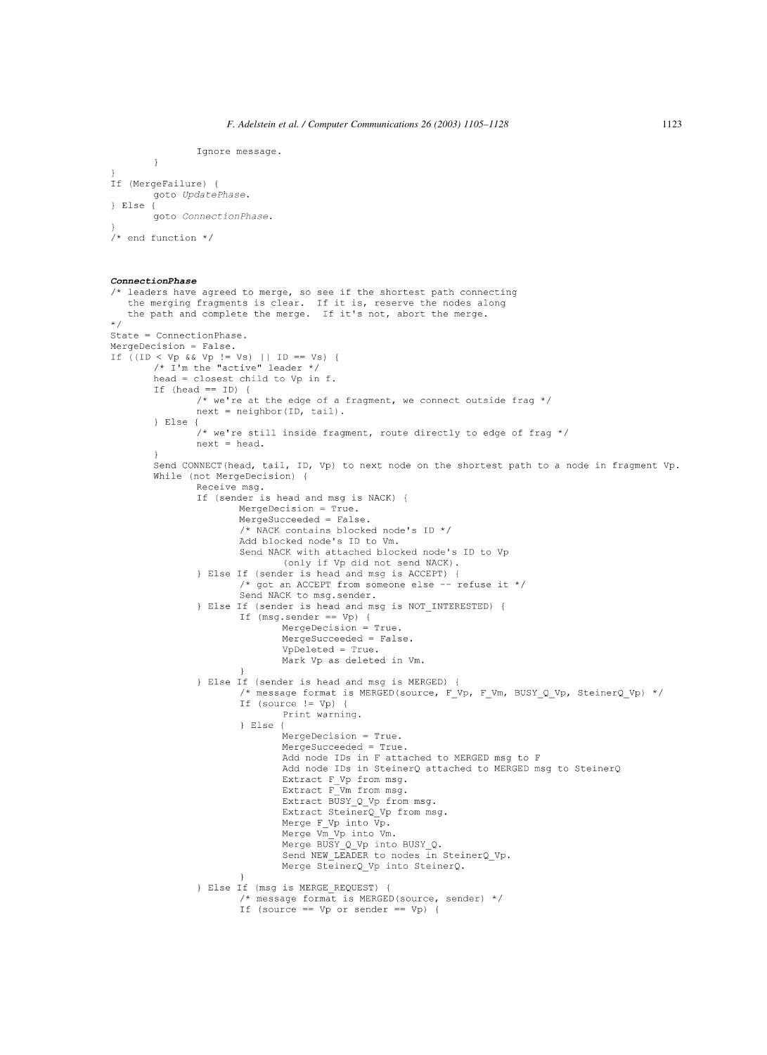```
                Ignore message.
        }
}
If (MergeFailure) {
        goto UpdatePhase.
} Else {
        goto ConnectionPhase.
}
/* end function */
```

***ConnectionPhase***

```
/* leaders have agreed to merge, so see if the shortest path connecting
   the merging fragments is clear.  If it is, reserve the nodes along
   the path and complete the merge.  If it's not, abort the merge.
*/
State = ConnectionPhase.
MergeDecision = False.
If ((ID < Vp && Vp != Vs) || ID == Vs) {
        /* I'm the "active" leader */
        head = closest child to Vp in f.
        If (head == ID) {
                /* we're at the edge of a fragment, we connect outside frag */
                next = neighbor(ID, tail).
        } Else {
                /* we're still inside fragment, route directly to edge of frag */
                next = head.
        }
        Send CONNECT(head, tail, ID, Vp) to next node on the shortest path to a node in fragment Vp.
        While (not MergeDecision) {
                Receive msg.
                If (sender is head and msg is NACK) {
                        MergeDecision = True.
                        MergeSucceeded = False.
                        /* NACK contains blocked node's ID */
                        Add blocked node's ID to Vm.
                        Send NACK with attached blocked node's ID to Vp
                                (only if Vp did not send NACK).
                } Else If (sender is head and msg is ACCEPT) {
                        /* got an ACCEPT from someone else -- refuse it */
                        Send NACK to msg.sender.
                } Else If (sender is head and msg is NOT_INTERESTED) {
                        If (msg.sender == Vp) {
                                MergeDecision = True.
                                MergeSucceeded = False.
                                VpDeleted = True.
                                Mark Vp as deleted in Vm.
                        }
                } Else If (sender is head and msg is MERGED) {
                        /* message format is MERGED(source, F_Vp, F_Vm, BUSY_Q_Vp, SteinerQ_Vp) */
                        If (source != Vp) {
                                Print warning.
                        } Else {
                                MergeDecision = True.
                                MergeSucceeded = True.
                                Add node IDs in F attached to MERGED msg to F
                                Add node IDs in SteinerQ attached to MERGED msg to SteinerQ
                                Extract F_Vp from msg.
                                Extract F_Vm from msg.
                                Extract BUSY_Q_Vp from msg.
                                Extract SteinerQ_Vp from msg.
                                Merge F_Vp into Vp.
                                Merge Vm_Vp into Vm.
                                Merge BUSY_Q_Vp into BUSY_Q.
                                Send NEW_LEADER to nodes in SteinerQ_Vp.
                                Merge SteinerQ_Vp into SteinerQ.
                        }
                } Else If (msg is MERGE_REQUEST) {
                        /* message format is MERGED(source, sender) */
                        If (source == Vp or sender == Vp) {
```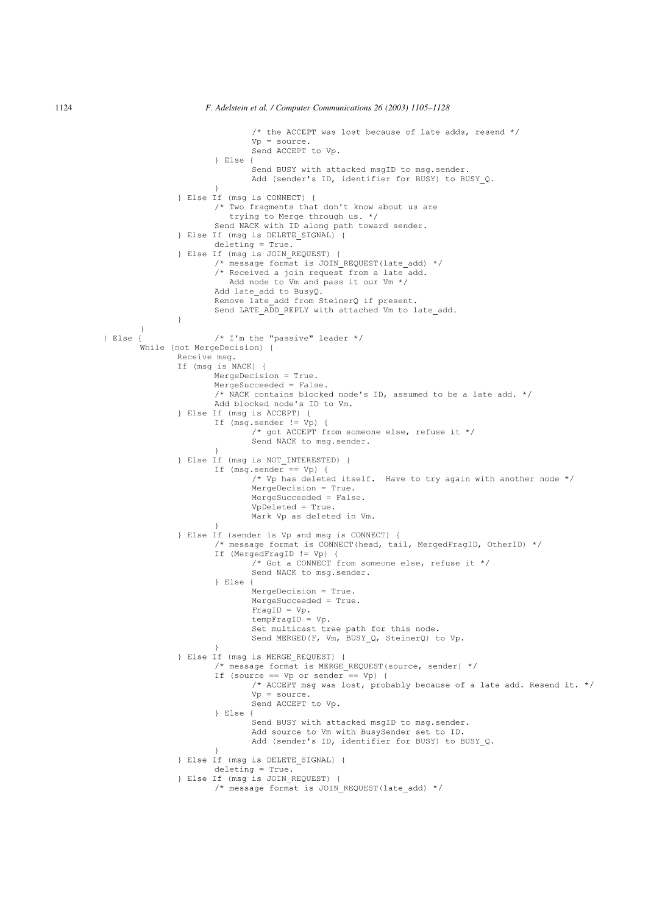```
                                /* the ACCEPT was lost because of late adds, resend */
                                Vp = source.
                                Send ACCEPT to Vp.
                        } Else {
                                Send BUSY with attacked msgID to msg.sender.
                                Add (sender's ID, identifier for BUSY) to BUSY_Q.
                        }
                } Else If (msg is CONNECT) {
                        /* Two fragments that don't know about us are
                           trying to Merge through us. */
                        Send NACK with ID along path toward sender.
                } Else If (msg is DELETE_SIGNAL) {
                        deleting = True.
                } Else If (msg is JOIN_REQUEST) {
                        /* message format is JOIN_REQUEST(late_add) */
                        /* Received a join request from a late add.
                           Add node to Vm and pass it our Vm */
                        Add late_add to BusyQ.
                        Remove late_add from SteinerQ if present.
                        Send LATE_ADD_REPLY with attached Vm to late_add.
                }
        }
} Else {                /* I'm the "passive" leader */
        While (not MergeDecision) {
                Receive msg.
                If (msg is NACK) {
                        MergeDecision = True.
                        MergeSucceeded = False.
                        /* NACK contains blocked node's ID, assumed to be a late add. */
                        Add blocked node's ID to Vm.
                } Else If (msg is ACCEPT) {
                        If (msg.sender != Vp) {
                                /* got ACCEPT from someone else, refuse it */
                                Send NACK to msg.sender.
                        }
                } Else If (msg is NOT_INTERESTED) {
                        If (msg.sender == Vp) {
                                /* Vp has deleted itself.  Have to try again with another node */
                                MergeDecision = True.
                                MergeSucceeded = False.
                                VpDeleted = True.
                                Mark Vp as deleted in Vm.
                        }
                } Else If (sender is Vp and msg is CONNECT) {
                        /* message format is CONNECT(head, tail, MergedFragID, OtherID) */
                        If (MergedFragID != Vp) {
                                /* Got a CONNECT from someone else, refuse it */
                                Send NACK to msg.sender.
                        } Else {
                                MergeDecision = True.
                                MergeSucceeded = True.
                                FragID = Vp.
                                tempFragID = Vp.
                                Set multicast tree path for this node.
                                Send MERGED(F, Vm, BUSY_Q, SteinerQ) to Vp.
                        }
                } Else If (msg is MERGE_REQUEST) {
                        /* message format is MERGE_REQUEST(source, sender) */
                        If (source == Vp or sender == Vp) {
                                /* ACCEPT msg was lost, probably because of a late add. Resend it. */
                                Vp = source.
                                Send ACCEPT to Vp.
                        } Else {
                                Send BUSY with attacked msgID to msg.sender.
                                Add source to Vm with BusySender set to ID.
                                Add (sender's ID, identifier for BUSY) to BUSY_Q.
                        }
                } Else If (msg is DELETE_SIGNAL) {
                        deleting = True.
                } Else If (msg is JOIN_REQUEST) {
                        /* message format is JOIN_REQUEST(late_add) */
```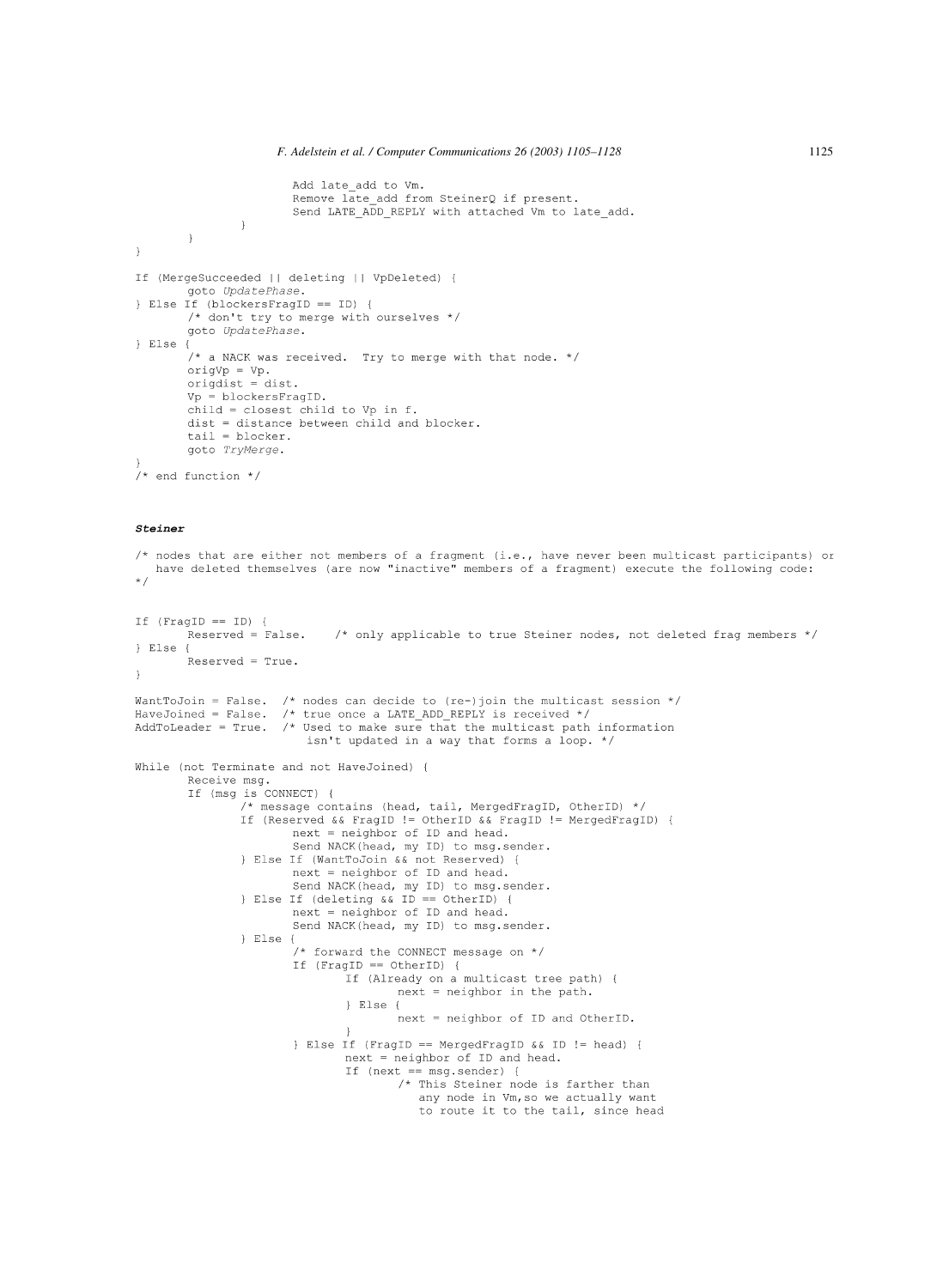```
                    Add late_add to Vm.
                    Remove late_add from SteinerQ if present.
                    Send LATE_ADD_REPLY with attached Vm to late_add.
            }
        }
}

If (MergeSucceeded || deleting || VpDeleted) {
        goto UpdatePhase.
} Else If (blockersFragID == ID) {
        /* don't try to merge with ourselves */
        goto UpdatePhase.
} Else {
        /* a NACK was received.  Try to merge with that node. */
        origVp = Vp.
        origdist = dist.
        Vp = blockersFragID.
        child = closest child to Vp in f.
        dist = distance between child and blocker.
        tail = blocker.
        goto TryMerge.
}
/* end function */
```

***Steiner***

```
/* nodes that are either not members of a fragment (i.e., have never been multicast participants) or
   have deleted themselves (are now "inactive" members of a fragment) execute the following code:
*/


If (FragID == ID) {
        Reserved = False.    /* only applicable to true Steiner nodes, not deleted frag members */
} Else {
        Reserved = True.
}

WantToJoin = False.  /* nodes can decide to (re-)join the multicast session */
HaveJoined = False.  /* true once a LATE_ADD_REPLY is received */
AddToLeader = True.  /* Used to make sure that the multicast path information
                        isn't updated in a way that forms a loop. */

While (not Terminate and not HaveJoined) {
        Receive msg.
        If (msg is CONNECT) {
                /* message contains (head, tail, MergedFragID, OtherID) */
                If (Reserved && FragID != OtherID && FragID != MergedFragID) {
                        next = neighbor of ID and head.
                        Send NACK(head, my ID) to msg.sender.
                } Else If (WantToJoin && not Reserved) {
                        next = neighbor of ID and head.
                        Send NACK(head, my ID) to msg.sender.
                } Else If (deleting && ID == OtherID) {
                        next = neighbor of ID and head.
                        Send NACK(head, my ID) to msg.sender.
                } Else {
                        /* forward the CONNECT message on */
                        If (FragID == OtherID) {
                                If (Already on a multicast tree path) {
                                        next = neighbor in the path.
                                } Else {
                                        next = neighbor of ID and OtherID.
                                }
                        } Else If (FragID == MergedFragID && ID != head) {
                                next = neighbor of ID and head.
                                If (next == msg.sender) {
                                        /* This Steiner node is farther than
                                           any node in Vm,so we actually want
                                           to route it to the tail, since head
```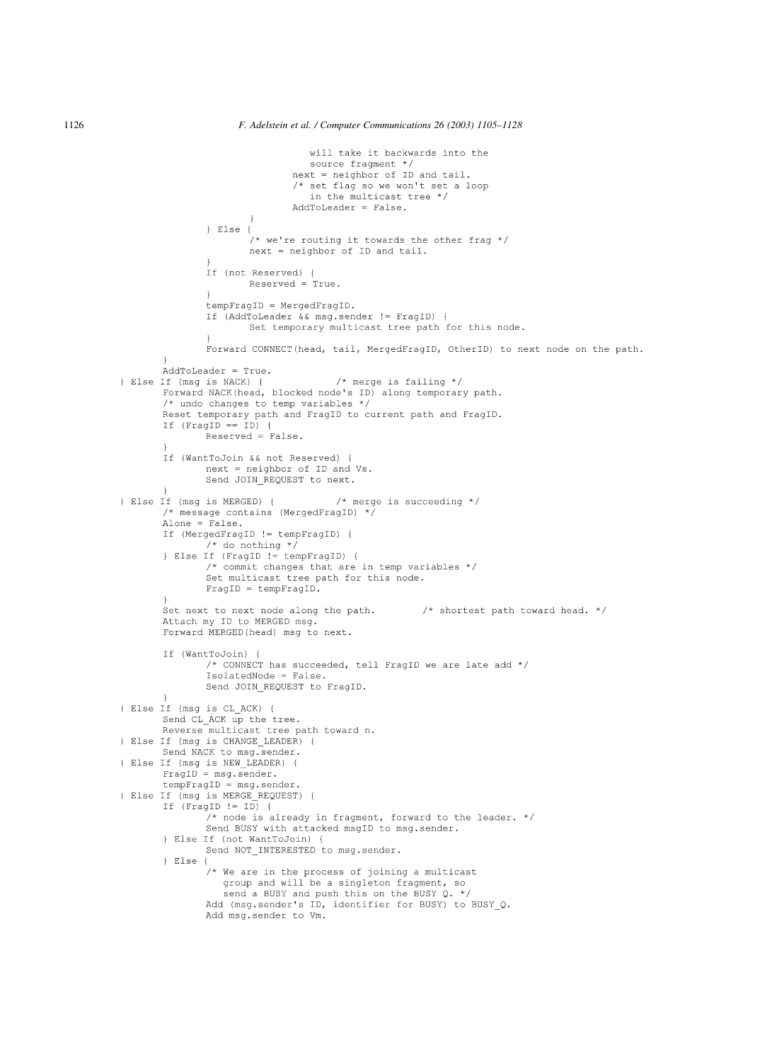```
                                   will take it backwards into the
                                   source fragment */
                                next = neighbor of ID and tail.
                                /* set flag so we won't set a loop
                                   in the multicast tree */
                                AddToLeader = False.
                        }
                } Else {
                        /* we're routing it towards the other frag */
                        next = neighbor of ID and tail.
                }
                If (not Reserved) {
                        Reserved = True.
                }
                tempFragID = MergedFragID.
                If (AddToLeader && msg.sender != FragID) {
                        Set temporary multicast tree path for this node.
                }
                Forward CONNECT(head, tail, MergedFragID, OtherID) to next node on the path.
        }
        AddToLeader = True.
} Else If (msg is NACK) {          /* merge is failing */
        Forward NACK(head, blocked node's ID) along temporary path.
        /* undo changes to temp variables */
        Reset temporary path and FragID to current path and FragID.
        If (FragID == ID) {
                Reserved = False.
        }
        If (WantToJoin && not Reserved) {
                next = neighbor of ID and Vs.
                Send JOIN_REQUEST to next.
        }
} Else If (msg is MERGED) {          /* merge is succeeding */
        /* message contains (MergedFragID) */
        Alone = False.
        If (MergedFragID != tempFragID) {
                /* do nothing */
        } Else If (FragID != tempFragID) {
                /* commit changes that are in temp variables */
                Set multicast tree path for this node.
                FragID = tempFragID.
        }
        Set next to next node along the path.        /* shortest path toward head. */
        Attach my ID to MERGED msg.
        Forward MERGED(head) msg to next.

        If (WantToJoin) {
                /* CONNECT has succeeded, tell FragID we are late add */
                IsolatedNode = False.
                Send JOIN_REQUEST to FragID.
        }
} Else If (msg is CL_ACK) {
        Send CL_ACK up the tree.
        Reverse multicast tree path toward n.
} Else If (msg is CHANGE_LEADER) {
        Send NACK to msg.sender.
} Else If (msg is NEW_LEADER) {
        FragID = msg.sender.
        tempFragID = msg.sender.
} Else If (msg is MERGE_REQUEST) {
        If (FragID != ID) {
                /* node is already in fragment, forward to the leader. */
                Send BUSY with attacked msgID to msg.sender.
        } Else If (not WantToJoin) {
                Send NOT_INTERESTED to msg.sender.
        } Else {
                /* We are in the process of joining a multicast
                   group and will be a singleton fragment, so
                   send a BUSY and push this on the BUSY Q. */
                Add (msg.sender's ID, identifier for BUSY) to BUSY_Q.
                Add msg.sender to Vm.
```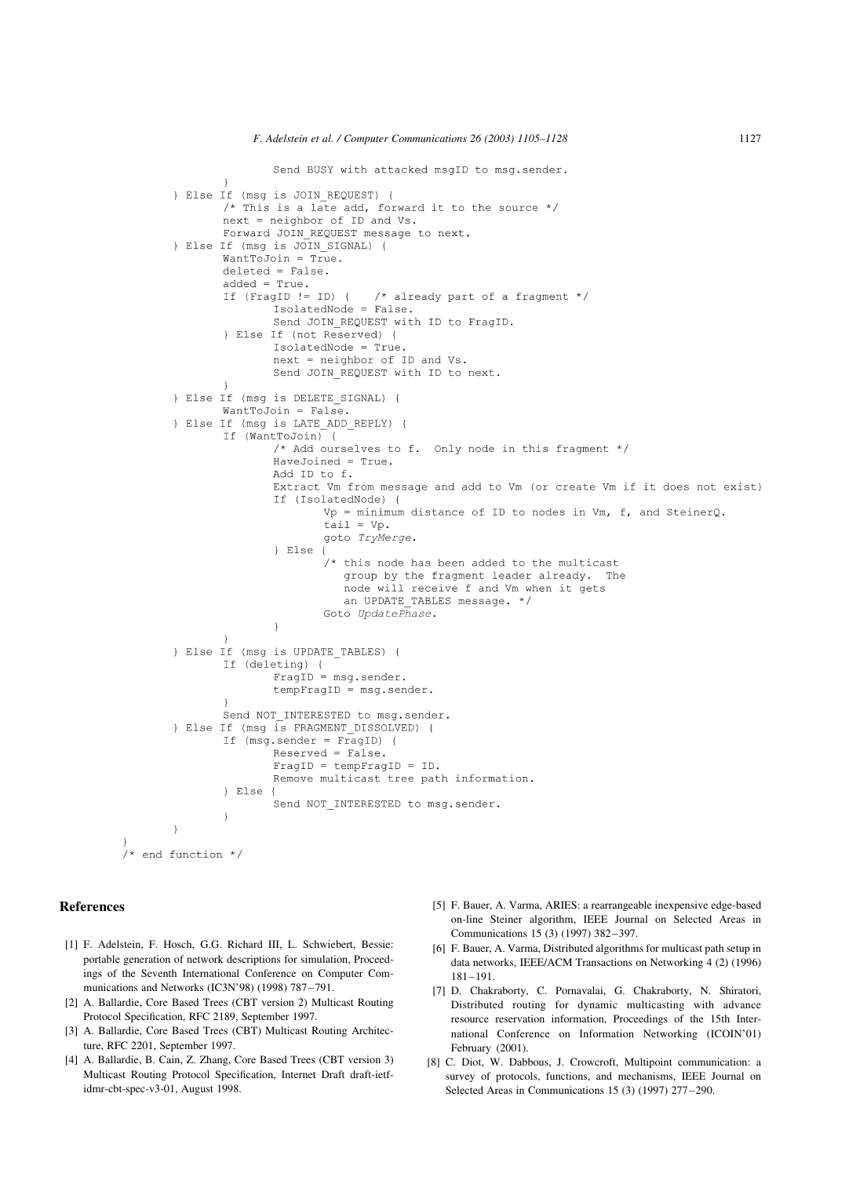```
                        Send BUSY with attacked msgID to msg.sender.
                }
        } Else If (msg is JOIN_REQUEST) {
                /* This is a late add, forward it to the source */
                next = neighbor of ID and Vs.
                Forward JOIN_REQUEST message to next.
        } Else If (msg is JOIN_SIGNAL) {
                WantToJoin = True.
                deleted = False.
                added = True.
                If (FragID != ID) {    /* already part of a fragment */
                        IsolatedNode = False.
                        Send JOIN_REQUEST with ID to FragID.
                } Else If (not Reserved) {
                        IsolatedNode = True.
                        next = neighbor of ID and Vs.
                        Send JOIN_REQUEST with ID to next.
                }
        } Else If (msg is DELETE_SIGNAL) {
                WantToJoin = False.
        } Else If (msg is LATE_ADD_REPLY) {
                If (WantToJoin) {
                        /* Add ourselves to f.  Only node in this fragment */
                        HaveJoined = True.
                        Add ID to f.
                        Extract Vm from message and add to Vm (or create Vm if it does not exist)
                        If (IsolatedNode) {
                                Vp = minimum distance of ID to nodes in Vm, f, and SteinerQ.
                                tail = Vp.
                                goto TryMerge.
                        } Else {
                                /* this node has been added to the multicast
                                   group by the fragment leader already.  The
                                   node will receive f and Vm when it gets
                                   an UPDATE_TABLES message. */
                                Goto UpdatePhase.
                        }
                }
        } Else If (msg is UPDATE_TABLES) {
                If (deleting) {
                        FragID = msg.sender.
                        tempFragID = msg.sender.
                }
                Send NOT_INTERESTED to msg.sender.
        } Else If (msg is FRAGMENT_DISSOLVED) {
                If (msg.sender = FragID) {
                        Reserved = False.
                        FragID = tempFragID = ID.
                        Remove multicast tree path information.
                } Else {
                        Send NOT_INTERESTED to msg.sender.
                }
        }
}
/* end function */
```

## References

[1] F. Adelstein, F. Hosch, G.G. Richard III, L. Schwiebert, Bessie: portable generation of network descriptions for simulation, Proceedings of the Seventh International Conference on Computer Communications and Networks (IC3N'98) (1998) 787–791.

[2] A. Ballardie, Core Based Trees (CBT version 2) Multicast Routing Protocol Specification, RFC 2189, September 1997.

[3] A. Ballardie, Core Based Trees (CBT) Multicast Routing Architecture, RFC 2201, September 1997.

[4] A. Ballardie, B. Cain, Z. Zhang, Core Based Trees (CBT version 3) Multicast Routing Protocol Specification, Internet Draft draft-ietf-idmr-cbt-spec-v3-01, August 1998.

[5] F. Bauer, A. Varma, ARIES: a rearrangeable inexpensive edge-based on-line Steiner algorithm, IEEE Journal on Selected Areas in Communications 15 (3) (1997) 382–397.

[6] F. Bauer, A. Varma, Distributed algorithms for multicast path setup in data networks, IEEE/ACM Transactions on Networking 4 (2) (1996) 181–191.

[7] D. Chakraborty, C. Pornavalai, G. Chakraborty, N. Shiratori, Distributed routing for dynamic multicasting with advance resource reservation information, Proceedings of the 15th International Conference on Information Networking (ICOIN'01) February (2001).

[8] C. Diot, W. Dabbous, J. Crowcroft, Multipoint communication: a survey of protocols, functions, and mechanisms, IEEE Journal on Selected Areas in Communications 15 (3) (1997) 277–290.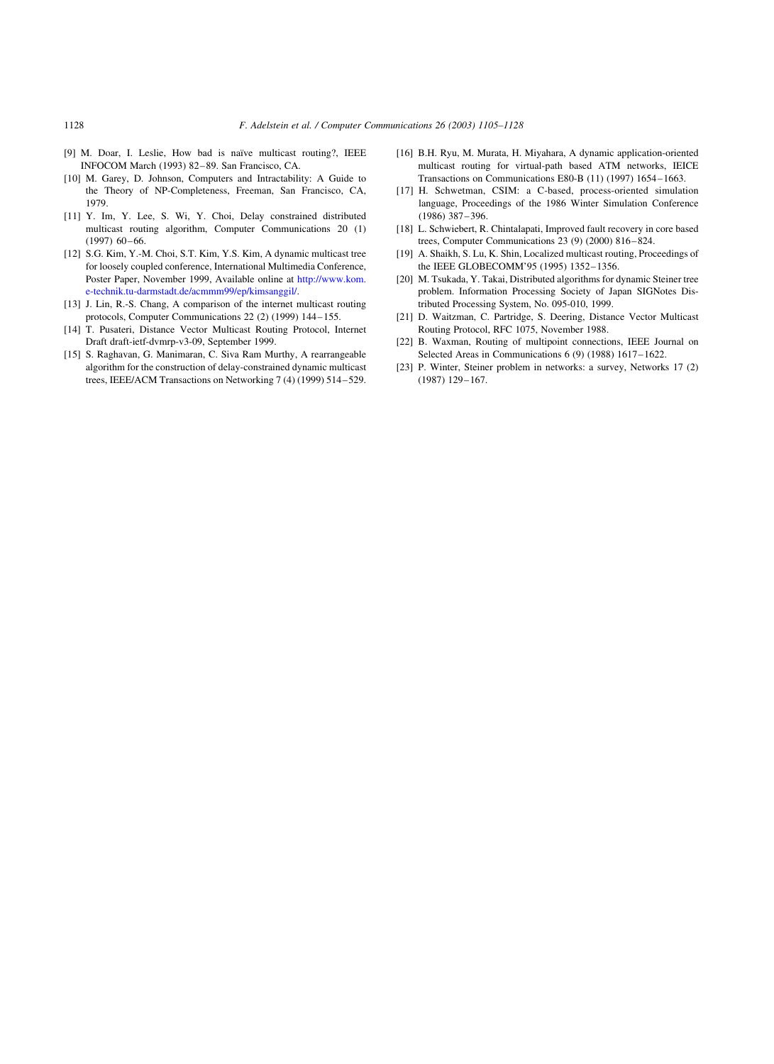[9] M. Doar, I. Leslie, How bad is naïve multicast routing?, IEEE INFOCOM March (1993) 82–89. San Francisco, CA.

[10] M. Garey, D. Johnson, Computers and Intractability: A Guide to the Theory of NP-Completeness, Freeman, San Francisco, CA, 1979.

[11] Y. Im, Y. Lee, S. Wi, Y. Choi, Delay constrained distributed multicast routing algorithm, Computer Communications 20 (1) (1997) 60–66.

[12] S.G. Kim, Y.-M. Choi, S.T. Kim, Y.S. Kim, A dynamic multicast tree for loosely coupled conference, International Multimedia Conference, Poster Paper, November 1999, Available online at http://www.kom.e-technik.tu-darmstadt.de/acmmm99/ep/kimsanggil/.

[13] J. Lin, R.-S. Chang, A comparison of the internet multicast routing protocols, Computer Communications 22 (2) (1999) 144–155.

[14] T. Pusateri, Distance Vector Multicast Routing Protocol, Internet Draft draft-ietf-dvmrp-v3-09, September 1999.

[15] S. Raghavan, G. Manimaran, C. Siva Ram Murthy, A rearrangeable algorithm for the construction of delay-constrained dynamic multicast trees, IEEE/ACM Transactions on Networking 7 (4) (1999) 514–529.

[16] B.H. Ryu, M. Murata, H. Miyahara, A dynamic application-oriented multicast routing for virtual-path based ATM networks, IEICE Transactions on Communications E80-B (11) (1997) 1654–1663.

[17] H. Schwetman, CSIM: a C-based, process-oriented simulation language, Proceedings of the 1986 Winter Simulation Conference (1986) 387–396.

[18] L. Schwiebert, R. Chintalapati, Improved fault recovery in core based trees, Computer Communications 23 (9) (2000) 816–824.

[19] A. Shaikh, S. Lu, K. Shin, Localized multicast routing, Proceedings of the IEEE GLOBECOMM'95 (1995) 1352–1356.

[20] M. Tsukada, Y. Takai, Distributed algorithms for dynamic Steiner tree problem. Information Processing Society of Japan SIGNotes Distributed Processing System, No. 095-010, 1999.

[21] D. Waitzman, C. Partridge, S. Deering, Distance Vector Multicast Routing Protocol, RFC 1075, November 1988.

[22] B. Waxman, Routing of multipoint connections, IEEE Journal on Selected Areas in Communications 6 (9) (1988) 1617–1622.

[23] P. Winter, Steiner problem in networks: a survey, Networks 17 (2) (1987) 129–167.